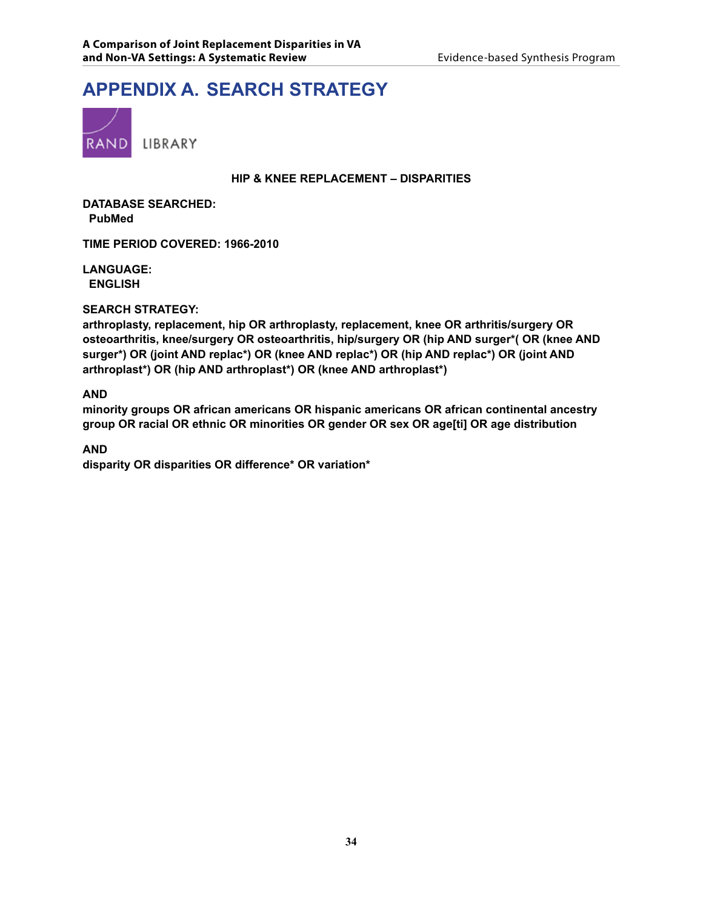# APPENDIX A. SEARCH STRATEGY

RAND LIBRARY

**HIP & KNEE REPLACEMENT – DISPARITIES**

**DATABASE SEARCHED:**
**PubMed**

**TIME PERIOD COVERED: 1966-2010**

**LANGUAGE:**
**ENGLISH**

**SEARCH STRATEGY:**
**arthroplasty, replacement, hip OR arthroplasty, replacement, knee OR arthritis/surgery OR osteoarthritis, knee/surgery OR osteoarthritis, hip/surgery OR (hip AND surger*( OR (knee AND surger*) OR (joint AND replac*) OR (knee AND replac*) OR (hip AND replac*) OR (joint AND arthroplast*) OR (hip AND arthroplast*) OR (knee AND arthroplast*)**

**AND**
**minority groups OR african americans OR hispanic americans OR african continental ancestry group OR racial OR ethnic OR minorities OR gender OR sex OR age[ti] OR age distribution**

**AND**
**disparity OR disparities OR difference* OR variation***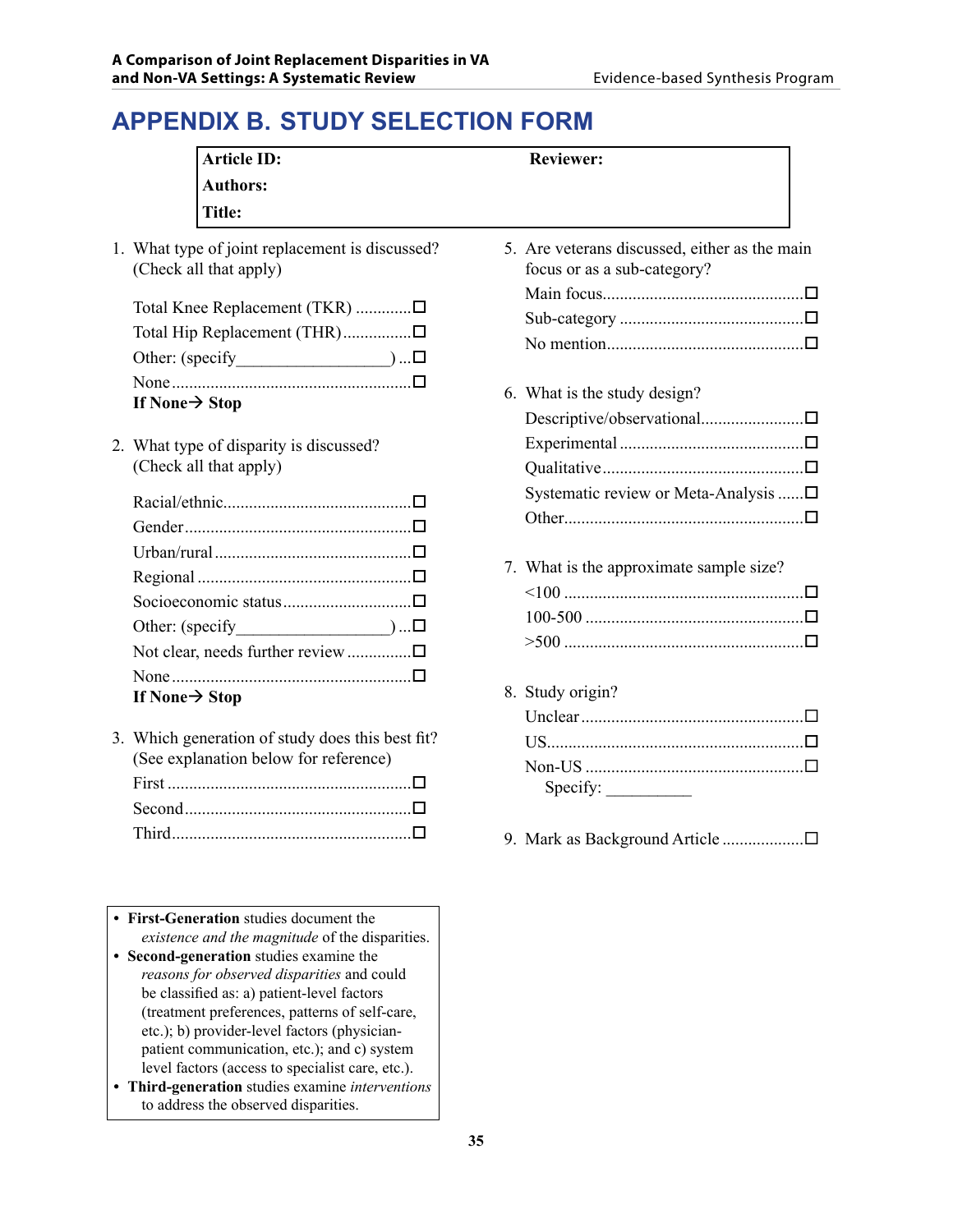# APPENDIX B. STUDY SELECTION FORM

| **Article ID:** | **Reviewer:** |
|---|---|
| **Authors:** | |
| **Title:** | |

1. What type of joint replacement is discussed? (Check all that apply)

   Total Knee Replacement (TKR) ............☐
   Total Hip Replacement (THR) ...............☐
   Other: (specify________________) ...☐
   None .......................................................☐
   **If None→ Stop**

2. What type of disparity is discussed? (Check all that apply)

   Racial/ethnic...........................................☐
   Gender....................................................☐
   Urban/rural .............................................☐
   Regional .................................................☐
   Socioeconomic status.............................☐
   Other: (specify________________) ...☐
   Not clear, needs further review ..............☐
   None .......................................................☐
   **If None→ Stop**

3. Which generation of study does this best fit? (See explanation below for reference)
   First ........................................................☐
   Second....................................................☐
   Third.......................................................☐

5. Are veterans discussed, either as the main focus or as a sub-category?
   Main focus..............................................☐
   Sub-category ..........................................☐
   No mention.............................................☐

6. What is the study design?
   Descriptive/observational.......................☐
   Experimental ..........................................☐
   Qualitative..............................................☐
   Systematic review or Meta-Analysis ......☐
   Other.......................................................☐

7. What is the approximate sample size?
   <100 .......................................................☐
   100-500 ..................................................☐
   >500 .......................................................☐

8. Study origin?
   Unclear ...................................................☐
   US...........................................................☐
   Non-US ..................................................☐
   Specify: __________

9. Mark as Background Article ..................☐

- **First-Generation** studies document the *existence and the magnitude* of the disparities.
- **Second-generation** studies examine the *reasons for observed disparities* and could be classified as: a) patient-level factors (treatment preferences, patterns of self-care, etc.); b) provider-level factors (physician-patient communication, etc.); and c) system level factors (access to specialist care, etc.).
- **Third-generation** studies examine *interventions* to address the observed disparities.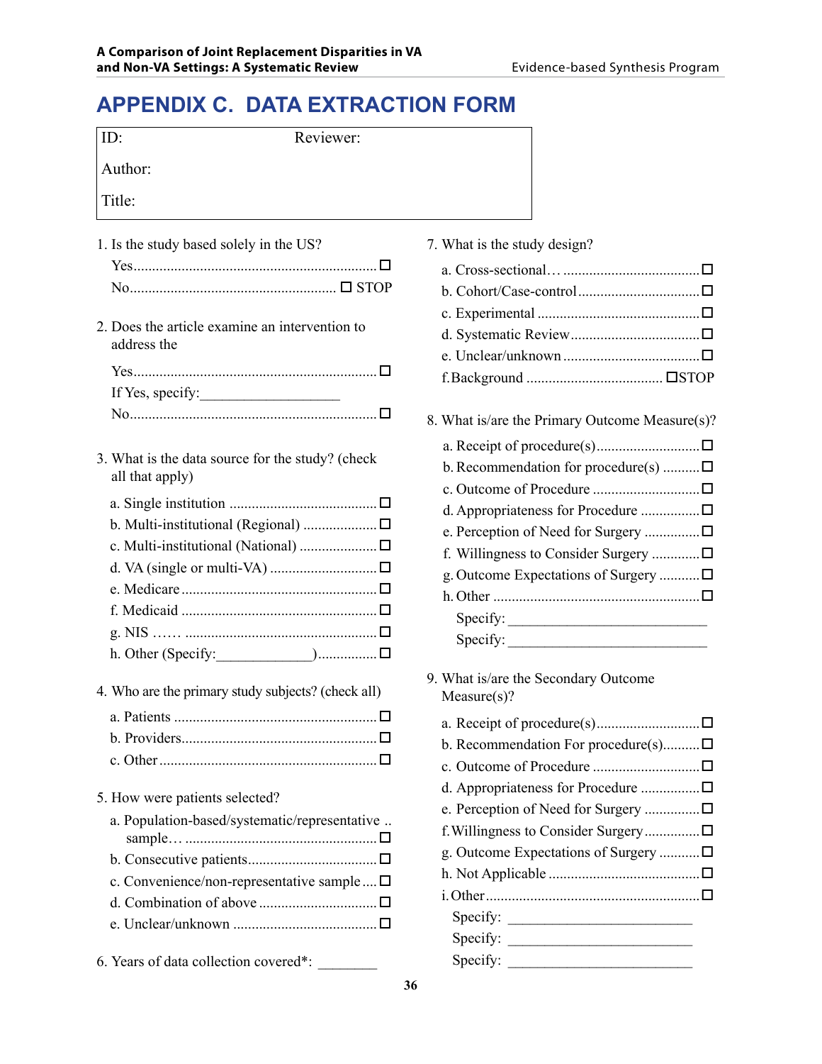# APPENDIX C. DATA EXTRACTION FORM

| ID: | Reviewer: |
|---|---|
| Author: | |
| Title: | |

1. Is the study based solely in the US?
   - Yes ☐
   - No ☐ STOP

2. Does the article examine an intervention to address the
   - Yes ☐
   - If Yes, specify:__________________
   - No ☐

3. What is the data source for the study? (check all that apply)
   - a. Single institution ☐
   - b. Multi-institutional (Regional) ☐
   - c. Multi-institutional (National) ☐
   - d. VA (single or multi-VA) ☐
   - e. Medicare ☐
   - f. Medicaid ☐
   - g. NIS …… ☐
   - h. Other (Specify:_____________) ☐

4. Who are the primary study subjects? (check all)
   - a. Patients ☐
   - b. Providers ☐
   - c. Other ☐

5. How were patients selected?
   - a. Population-based/systematic/representative sample… ☐
   - b. Consecutive patients ☐
   - c. Convenience/non-representative sample ☐
   - d. Combination of above ☐
   - e. Unclear/unknown ☐

6. Years of data collection covered*: ________

7. What is the study design?
   - a. Cross-sectional… ☐
   - b. Cohort/Case-control ☐
   - c. Experimental ☐
   - d. Systematic Review ☐
   - e. Unclear/unknown ☐
   - f. Background ☐STOP

8. What is/are the Primary Outcome Measure(s)?
   - a. Receipt of procedure(s) ☐
   - b. Recommendation for procedure(s) ☐
   - c. Outcome of Procedure ☐
   - d. Appropriateness for Procedure ☐
   - e. Perception of Need for Surgery ☐
   - f. Willingness to Consider Surgery ☐
   - g. Outcome Expectations of Surgery ☐
   - h. Other ☐
     - Specify: ___________________________
     - Specify: ___________________________

9. What is/are the Secondary Outcome Measure(s)?
   - a. Receipt of procedure(s) ☐
   - b. Recommendation For procedure(s) ☐
   - c. Outcome of Procedure ☐
   - d. Appropriateness for Procedure ☐
   - e. Perception of Need for Surgery ☐
   - f. Willingness to Consider Surgery ☐
   - g. Outcome Expectations of Surgery ☐
   - h. Not Applicable ☐
   - i. Other ☐
     - Specify: _________________________
     - Specify: _________________________
     - Specify: _________________________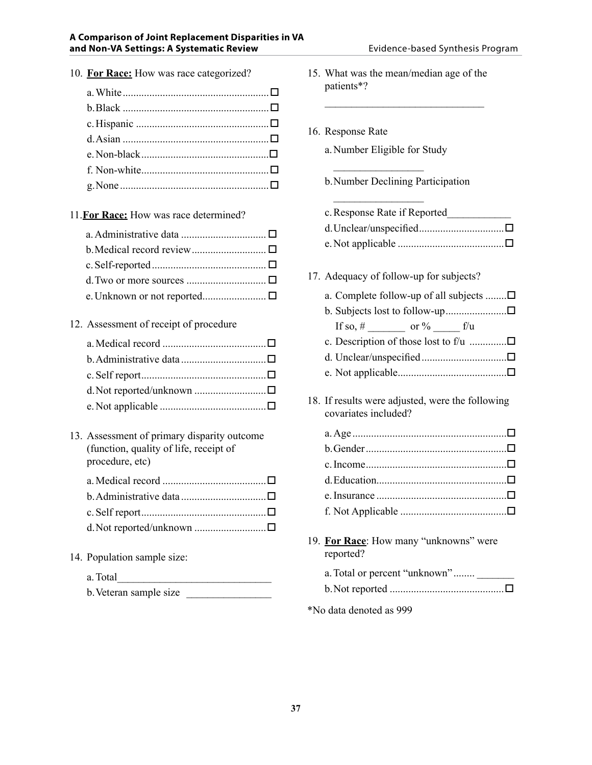10. **For Race:** How was race categorized?
    - a. White ☐
    - b. Black ☐
    - c. Hispanic ☐
    - d. Asian ☐
    - e. Non-black ☐
    - f. Non-white ☐
    - g. None ☐

11. **For Race:** How was race determined?
    - a. Administrative data ☐
    - b. Medical record review ☐
    - c. Self-reported ☐
    - d. Two or more sources ☐
    - e. Unknown or not reported ☐

12. Assessment of receipt of procedure
    - a. Medical record ☐
    - b. Administrative data ☐
    - c. Self report ☐
    - d. Not reported/unknown ☐
    - e. Not applicable ☐

13. Assessment of primary disparity outcome (function, quality of life, receipt of procedure, etc)
    - a. Medical record ☐
    - b. Administrative data ☐
    - c. Self report ☐
    - d. Not reported/unknown ☐

14. Population sample size:
    - a. Total______________________________
    - b. Veteran sample size ________________

15. What was the mean/median age of the patients*?

    _______________________________

16. Response Rate
    - a. Number Eligible for Study

      _________________
    - b. Number Declining Participation

      _________________
    - c. Response Rate if Reported____________
    - d. Unclear/unspecified ☐
    - e. Not applicable ☐

17. Adequacy of follow-up for subjects?
    - a. Complete follow-up of all subjects ☐
    - b. Subjects lost to follow-up ☐

      If so, # _______ or % _____ f/u
    - c. Description of those lost to f/u ☐
    - d. Unclear/unspecified ☐
    - e. Not applicable ☐

18. If results were adjusted, were the following covariates included?
    - a. Age ☐
    - b. Gender ☐
    - c. Income ☐
    - d. Education ☐
    - e. Insurance ☐
    - f. Not Applicable ☐

19. **For Race**: How many "unknowns" were reported?
    - a. Total or percent "unknown" ........ _______
    - b. Not reported ☐

*No data denoted as 999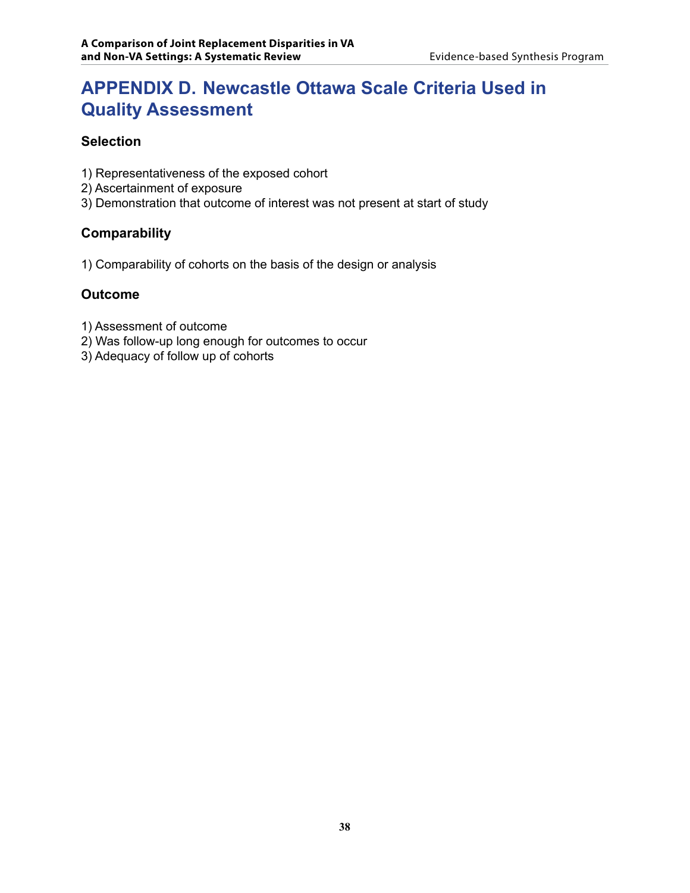# APPENDIX D. Newcastle Ottawa Scale Criteria Used in Quality Assessment

## Selection

1) Representativeness of the exposed cohort
2) Ascertainment of exposure
3) Demonstration that outcome of interest was not present at start of study

## Comparability

1) Comparability of cohorts on the basis of the design or analysis

## Outcome

1) Assessment of outcome
2) Was follow-up long enough for outcomes to occur
3) Adequacy of follow up of cohorts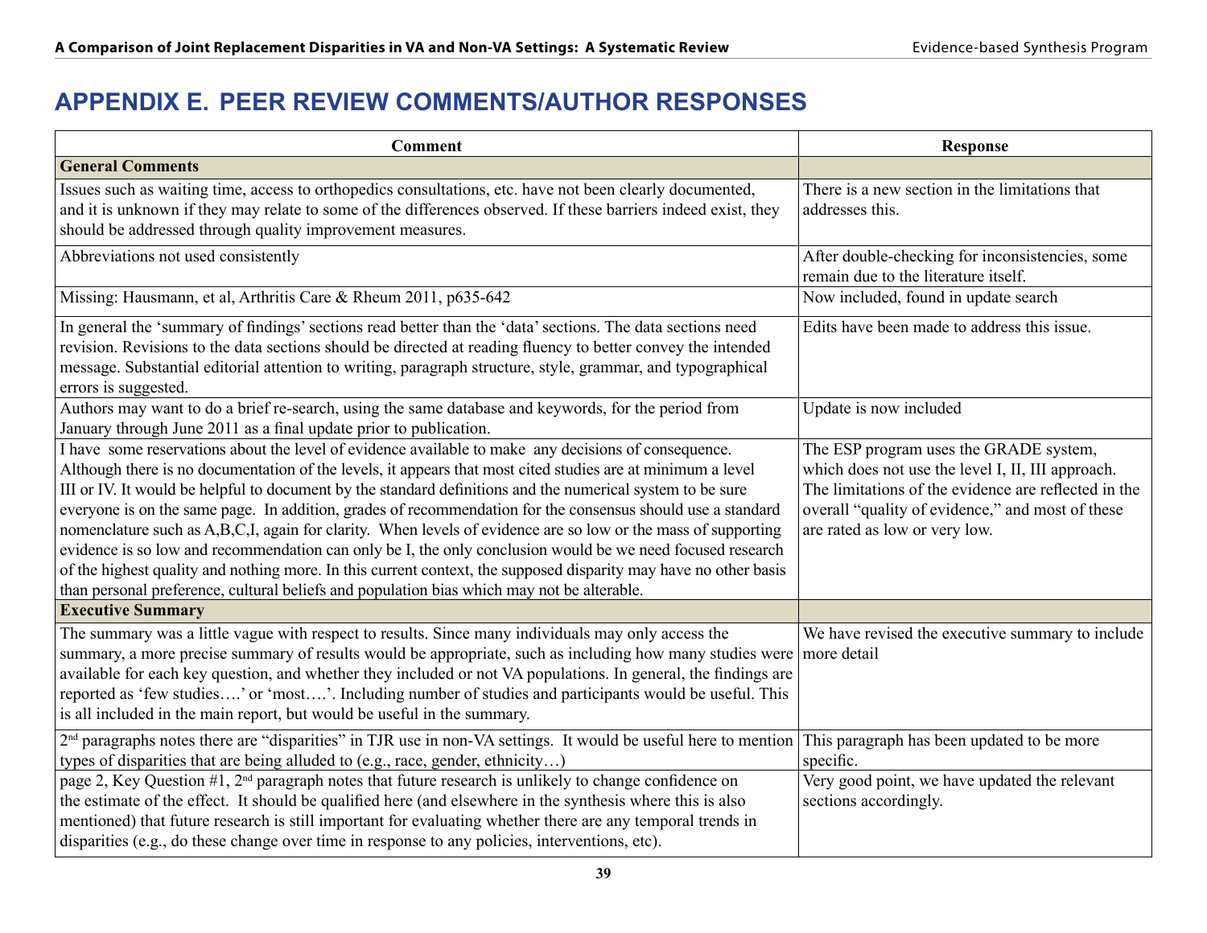# APPENDIX E. PEER REVIEW COMMENTS/AUTHOR RESPONSES

| Comment | Response |
|---|---|
| **General Comments** | |
| Issues such as waiting time, access to orthopedics consultations, etc. have not been clearly documented, and it is unknown if they may relate to some of the differences observed. If these barriers indeed exist, they should be addressed through quality improvement measures. | There is a new section in the limitations that addresses this. |
| Abbreviations not used consistently | After double-checking for inconsistencies, some remain due to the literature itself. |
| Missing: Hausmann, et al, Arthritis Care & Rheum 2011, p635-642 | Now included, found in update search |
| In general the 'summary of findings' sections read better than the 'data' sections. The data sections need revision. Revisions to the data sections should be directed at reading fluency to better convey the intended message. Substantial editorial attention to writing, paragraph structure, style, grammar, and typographical errors is suggested. | Edits have been made to address this issue. |
| Authors may want to do a brief re-search, using the same database and keywords, for the period from January through June 2011 as a final update prior to publication. | Update is now included |
| I have some reservations about the level of evidence available to make any decisions of consequence. Although there is no documentation of the levels, it appears that most cited studies are at minimum a level III or IV. It would be helpful to document by the standard definitions and the numerical system to be sure everyone is on the same page. In addition, grades of recommendation for the consensus should use a standard nomenclature such as A,B,C,I, again for clarity. When levels of evidence are so low or the mass of supporting evidence is so low and recommendation can only be I, the only conclusion would be we need focused research of the highest quality and nothing more. In this current context, the supposed disparity may have no other basis than personal preference, cultural beliefs and population bias which may not be alterable. | The ESP program uses the GRADE system, which does not use the level I, II, III approach. The limitations of the evidence are reflected in the overall "quality of evidence," and most of these are rated as low or very low. |
| **Executive Summary** | |
| The summary was a little vague with respect to results. Since many individuals may only access the summary, a more precise summary of results would be appropriate, such as including how many studies were available for each key question, and whether they included or not VA populations. In general, the findings are reported as 'few studies….' or 'most….'. Including number of studies and participants would be useful. This is all included in the main report, but would be useful in the summary. | We have revised the executive summary to include more detail |
| 2nd paragraphs notes there are "disparities" in TJR use in non-VA settings. It would be useful here to mention types of disparities that are being alluded to (e.g., race, gender, ethnicity…) | This paragraph has been updated to be more specific. |
| page 2, Key Question #1, 2nd paragraph notes that future research is unlikely to change confidence on the estimate of the effect. It should be qualified here (and elsewhere in the synthesis where this is also mentioned) that future research is still important for evaluating whether there are any temporal trends in disparities (e.g., do these change over time in response to any policies, interventions, etc). | Very good point, we have updated the relevant sections accordingly. |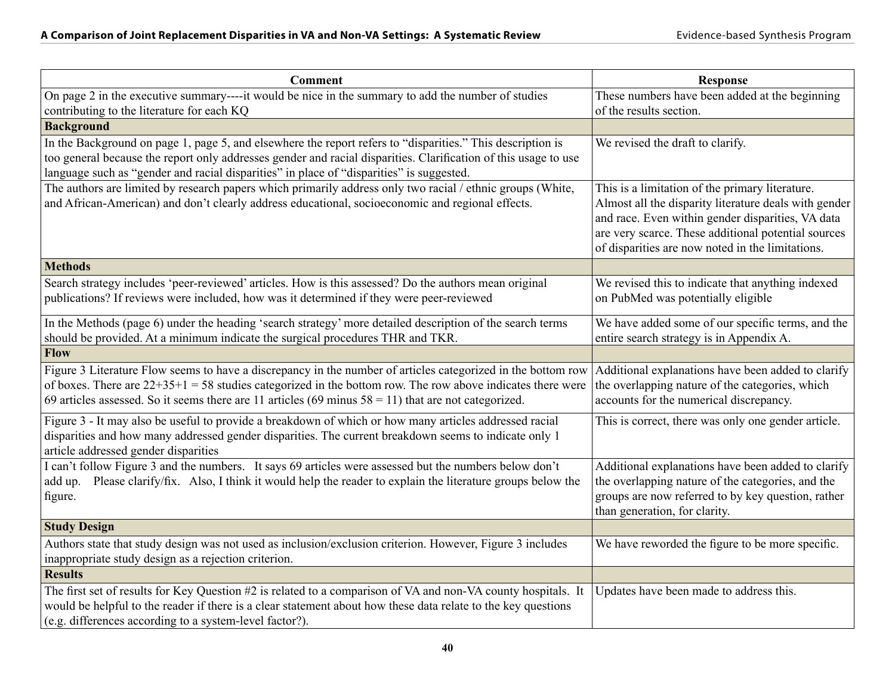| Comment | Response |
|---|---|
| On page 2 in the executive summary----it would be nice in the summary to add the number of studies contributing to the literature for each KQ | These numbers have been added at the beginning of the results section. |
| **Background** | |
| In the Background on page 1, page 5, and elsewhere the report refers to "disparities." This description is too general because the report only addresses gender and racial disparities. Clarification of this usage to use language such as "gender and racial disparities" in place of "disparities" is suggested. | We revised the draft to clarify. |
| The authors are limited by research papers which primarily address only two racial / ethnic groups (White, and African-American) and don't clearly address educational, socioeconomic and regional effects. | This is a limitation of the primary literature. Almost all the disparity literature deals with gender and race. Even within gender disparities, VA data are very scarce. These additional potential sources of disparities are now noted in the limitations. |
| **Methods** | |
| Search strategy includes 'peer-reviewed' articles. How is this assessed? Do the authors mean original publications? If reviews were included, how was it determined if they were peer-reviewed | We revised this to indicate that anything indexed on PubMed was potentially eligible |
| In the Methods (page 6) under the heading 'search strategy' more detailed description of the search terms should be provided. At a minimum indicate the surgical procedures THR and TKR. | We have added some of our specific terms, and the entire search strategy is in Appendix A. |
| **Flow** | |
| Figure 3 Literature Flow seems to have a discrepancy in the number of articles categorized in the bottom row of boxes. There are 22+35+1 = 58 studies categorized in the bottom row. The row above indicates there were 69 articles assessed. So it seems there are 11 articles (69 minus 58 = 11) that are not categorized. | Additional explanations have been added to clarify the overlapping nature of the categories, which accounts for the numerical discrepancy. |
| Figure 3 - It may also be useful to provide a breakdown of which or how many articles addressed racial disparities and how many addressed gender disparities. The current breakdown seems to indicate only 1 article addressed gender disparities | This is correct, there was only one gender article. |
| I can't follow Figure 3 and the numbers. It says 69 articles were assessed but the numbers below don't add up. Please clarify/fix. Also, I think it would help the reader to explain the literature groups below the figure. | Additional explanations have been added to clarify the overlapping nature of the categories, and the groups are now referred to by key question, rather than generation, for clarity. |
| **Study Design** | |
| Authors state that study design was not used as inclusion/exclusion criterion. However, Figure 3 includes inappropriate study design as a rejection criterion. | We have reworded the figure to be more specific. |
| **Results** | |
| The first set of results for Key Question #2 is related to a comparison of VA and non-VA county hospitals. It would be helpful to the reader if there is a clear statement about how these data relate to the key questions (e.g. differences according to a system-level factor?). | Updates have been made to address this. |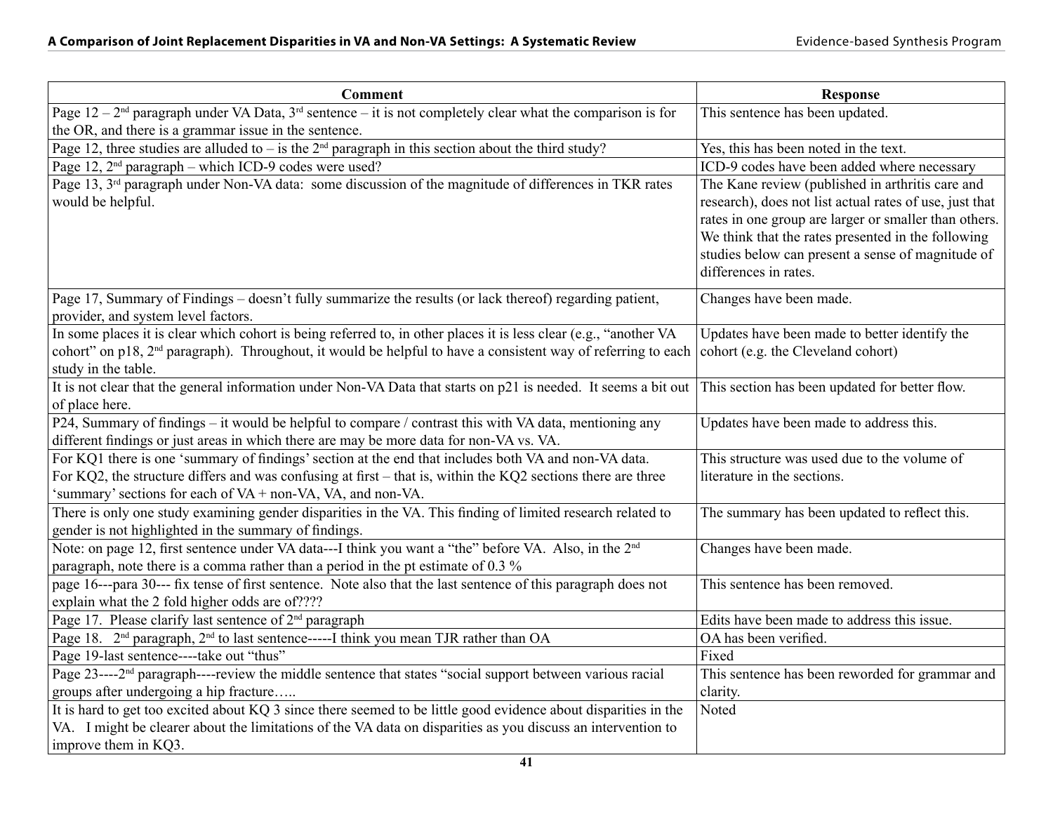| Comment | Response |
| --- | --- |
| Page 12 – 2nd paragraph under VA Data, 3rd sentence – it is not completely clear what the comparison is for the OR, and there is a grammar issue in the sentence. | This sentence has been updated. |
| Page 12, three studies are alluded to – is the 2nd paragraph in this section about the third study? | Yes, this has been noted in the text. |
| Page 12, 2nd paragraph – which ICD-9 codes were used? | ICD-9 codes have been added where necessary |
| Page 13, 3rd paragraph under Non-VA data: some discussion of the magnitude of differences in TKR rates would be helpful. | The Kane review (published in arthritis care and research), does not list actual rates of use, just that rates in one group are larger or smaller than others. We think that the rates presented in the following studies below can present a sense of magnitude of differences in rates. |
| Page 17, Summary of Findings – doesn't fully summarize the results (or lack thereof) regarding patient, provider, and system level factors. | Changes have been made. |
| In some places it is clear which cohort is being referred to, in other places it is less clear (e.g., "another VA cohort" on p18, 2nd paragraph). Throughout, it would be helpful to have a consistent way of referring to each study in the table. | Updates have been made to better identify the cohort (e.g. the Cleveland cohort) |
| It is not clear that the general information under Non-VA Data that starts on p21 is needed. It seems a bit out of place here. | This section has been updated for better flow. |
| P24, Summary of findings – it would be helpful to compare / contrast this with VA data, mentioning any different findings or just areas in which there are may be more data for non-VA vs. VA. | Updates have been made to address this. |
| For KQ1 there is one 'summary of findings' section at the end that includes both VA and non-VA data. For KQ2, the structure differs and was confusing at first – that is, within the KQ2 sections there are three 'summary' sections for each of VA + non-VA, VA, and non-VA. | This structure was used due to the volume of literature in the sections. |
| There is only one study examining gender disparities in the VA. This finding of limited research related to gender is not highlighted in the summary of findings. | The summary has been updated to reflect this. |
| Note: on page 12, first sentence under VA data---I think you want a "the" before VA. Also, in the 2nd paragraph, note there is a comma rather than a period in the pt estimate of 0.3 % | Changes have been made. |
| page 16---para 30--- fix tense of first sentence. Note also that the last sentence of this paragraph does not explain what the 2 fold higher odds are of???? | This sentence has been removed. |
| Page 17. Please clarify last sentence of 2nd paragraph | Edits have been made to address this issue. |
| Page 18. 2nd paragraph, 2nd to last sentence-----I think you mean TJR rather than OA | OA has been verified. |
| Page 19-last sentence----take out "thus" | Fixed |
| Page 23----2nd paragraph----review the middle sentence that states "social support between various racial groups after undergoing a hip fracture….. | This sentence has been reworded for grammar and clarity. |
| It is hard to get too excited about KQ 3 since there seemed to be little good evidence about disparities in the VA. I might be clearer about the limitations of the VA data on disparities as you discuss an intervention to improve them in KQ3. | Noted |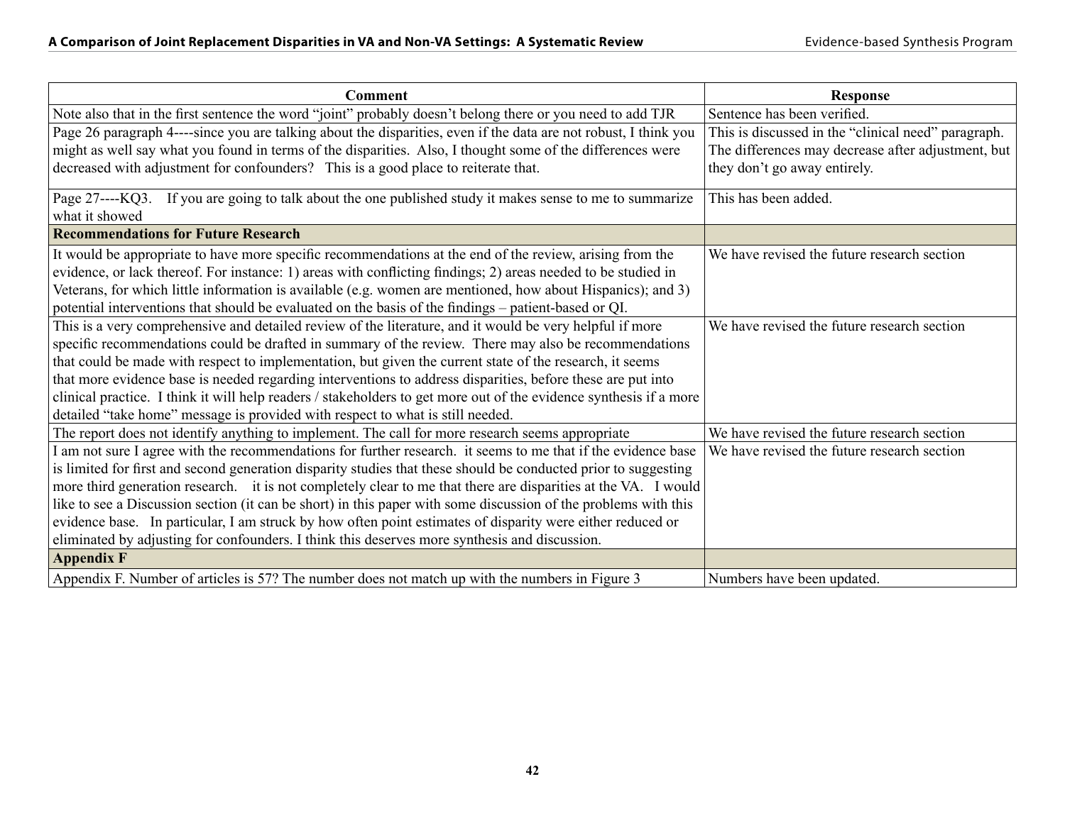| Comment | Response |
| --- | --- |
| Note also that in the first sentence the word "joint" probably doesn't belong there or you need to add TJR | Sentence has been verified. |
| Page 26 paragraph 4----since you are talking about the disparities, even if the data are not robust, I think you might as well say what you found in terms of the disparities. Also, I thought some of the differences were decreased with adjustment for confounders? This is a good place to reiterate that. | This is discussed in the "clinical need" paragraph. The differences may decrease after adjustment, but they don't go away entirely. |
| Page 27----KQ3. If you are going to talk about the one published study it makes sense to me to summarize what it showed | This has been added. |
| **Recommendations for Future Research** | |
| It would be appropriate to have more specific recommendations at the end of the review, arising from the evidence, or lack thereof. For instance: 1) areas with conflicting findings; 2) areas needed to be studied in Veterans, for which little information is available (e.g. women are mentioned, how about Hispanics); and 3) potential interventions that should be evaluated on the basis of the findings – patient-based or QI. | We have revised the future research section |
| This is a very comprehensive and detailed review of the literature, and it would be very helpful if more specific recommendations could be drafted in summary of the review. There may also be recommendations that could be made with respect to implementation, but given the current state of the research, it seems that more evidence base is needed regarding interventions to address disparities, before these are put into clinical practice. I think it will help readers / stakeholders to get more out of the evidence synthesis if a more detailed "take home" message is provided with respect to what is still needed. | We have revised the future research section |
| The report does not identify anything to implement. The call for more research seems appropriate | We have revised the future research section |
| I am not sure I agree with the recommendations for further research. it seems to me that if the evidence base is limited for first and second generation disparity studies that these should be conducted prior to suggesting more third generation research. it is not completely clear to me that there are disparities at the VA. I would like to see a Discussion section (it can be short) in this paper with some discussion of the problems with this evidence base. In particular, I am struck by how often point estimates of disparity were either reduced or eliminated by adjusting for confounders. I think this deserves more synthesis and discussion. | We have revised the future research section |
| **Appendix F** | |
| Appendix F. Number of articles is 57? The number does not match up with the numbers in Figure 3 | Numbers have been updated. |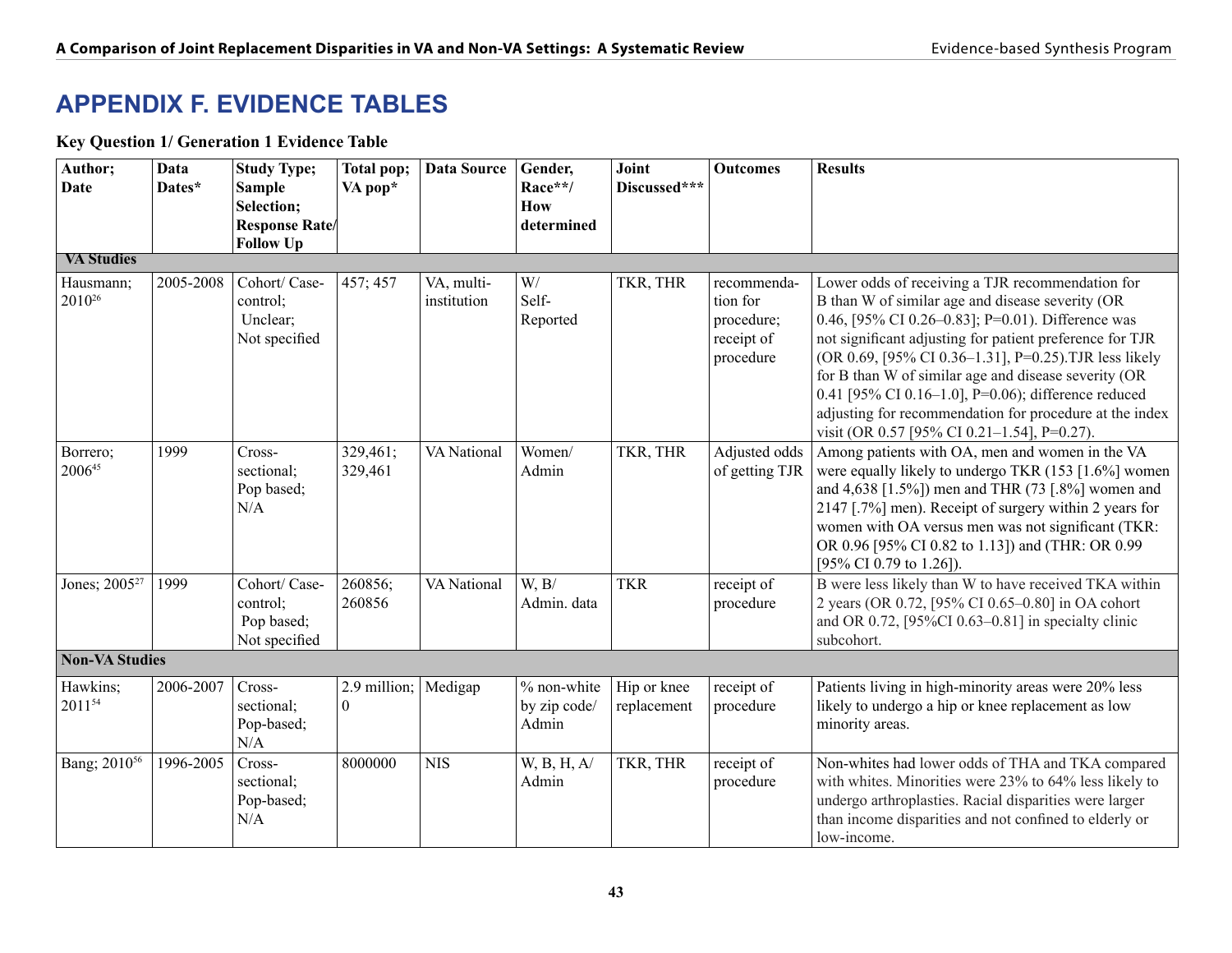# APPENDIX F. EVIDENCE TABLES

**Key Question 1/ Generation 1 Evidence Table**

| Author; Date | Data Dates* | Study Type; Sample Selection; Response Rate/ Follow Up | Total pop; VA pop* | Data Source | Gender, Race**/ How determined | Joint Discussed*** | Outcomes | Results |
|---|---|---|---|---|---|---|---|---|
| **VA Studies** | | | | | | | | |
| Hausmann; 2010[26] | 2005-2008 | Cohort/ Case-control; Unclear; Not specified | 457; 457 | VA, multi-institution | W/ Self-Reported | TKR, THR | recommendation for procedure; receipt of procedure | Lower odds of receiving a TJR recommendation for B than W of similar age and disease severity (OR 0.46, [95% CI 0.26–0.83]; P=0.01). Difference was not significant adjusting for patient preference for TJR (OR 0.69, [95% CI 0.36–1.31], P=0.25).TJR less likely for B than W of similar age and disease severity (OR 0.41 [95% CI 0.16–1.0], P=0.06); difference reduced adjusting for recommendation for procedure at the index visit (OR 0.57 [95% CI 0.21–1.54], P=0.27). |
| Borrero; 2006[45] | 1999 | Cross-sectional; Pop based; N/A | 329,461; 329,461 | VA National | Women/ Admin | TKR, THR | Adjusted odds of getting TJR | Among patients with OA, men and women in the VA were equally likely to undergo TKR (153 [1.6%] women and 4,638 [1.5%]) men and THR (73 [.8%] women and 2147 [.7%] men). Receipt of surgery within 2 years for women with OA versus men was not significant (TKR: OR 0.96 [95% CI 0.82 to 1.13]) and (THR: OR 0.99 [95% CI 0.79 to 1.26]). |
| Jones; 2005[27] | 1999 | Cohort/ Case-control; Pop based; Not specified | 260856; 260856 | VA National | W, B/ Admin. data | TKR | receipt of procedure | B were less likely than W to have received TKA within 2 years (OR 0.72, [95% CI 0.65–0.80] in OA cohort and OR 0.72, [95%CI 0.63–0.81] in specialty clinic subcohort. |
| **Non-VA Studies** | | | | | | | | |
| Hawkins; 2011[54] | 2006-2007 | Cross-sectional; Pop-based; N/A | 2.9 million; 0 | Medigap | % non-white by zip code/ Admin | Hip or knee replacement | receipt of procedure | Patients living in high-minority areas were 20% less likely to undergo a hip or knee replacement as low minority areas. |
| Bang; 2010[56] | 1996-2005 | Cross-sectional; Pop-based; N/A | 8000000 | NIS | W, B, H, A/ Admin | TKR, THR | receipt of procedure | Non-whites had lower odds of THA and TKA compared with whites. Minorities were 23% to 64% less likely to undergo arthroplasties. Racial disparities were larger than income disparities and not confined to elderly or low-income. |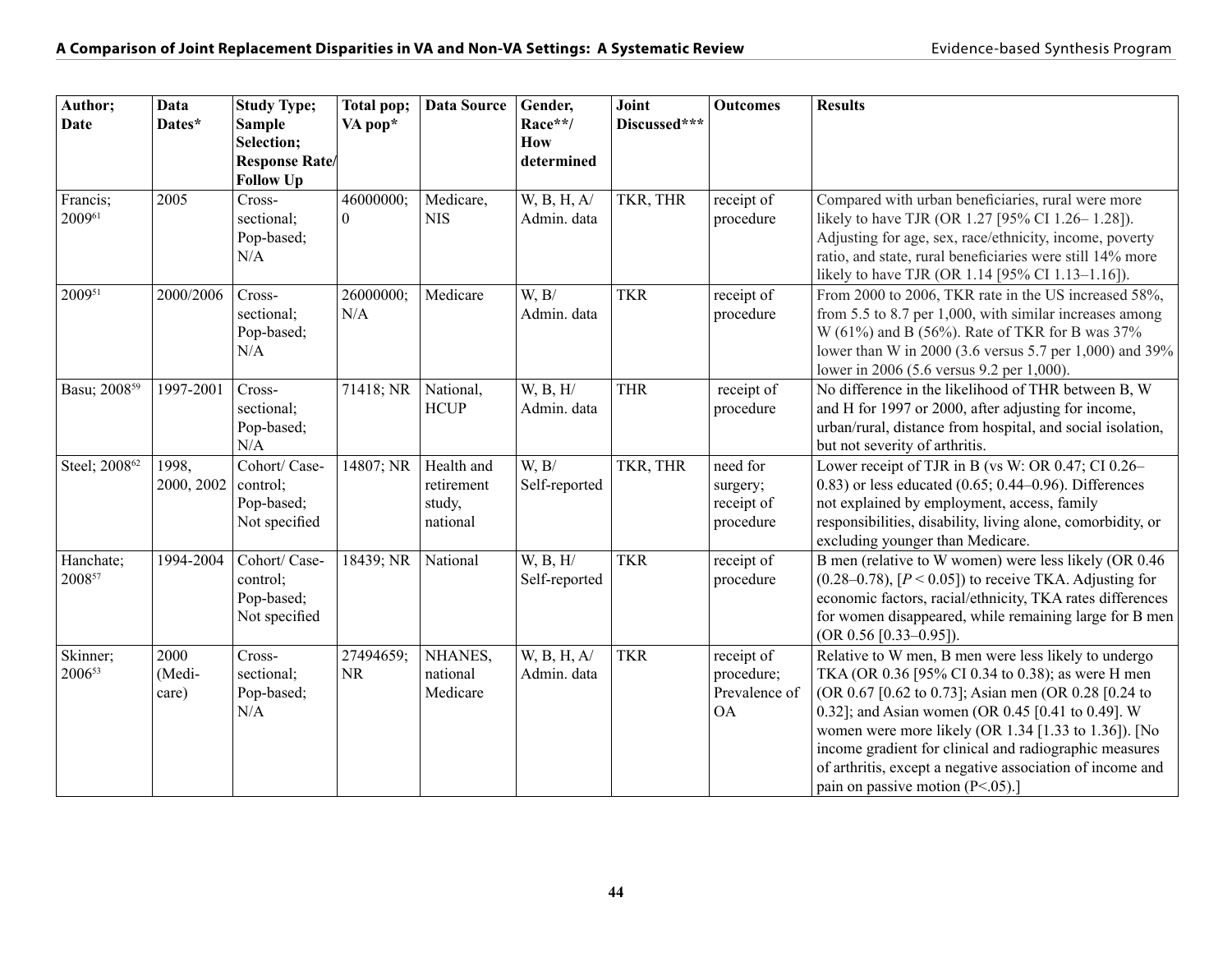| Author; Date | Data Dates* | Study Type; Sample Selection; Response Rate/ Follow Up | Total pop; VA pop* | Data Source | Gender, Race**/ How determined | Joint Discussed*** | Outcomes | Results |
|---|---|---|---|---|---|---|---|---|
| Francis; 2009[61] | 2005 | Cross-sectional; Pop-based; N/A | 46000000; 0 | Medicare, NIS | W, B, H, A/ Admin. data | TKR, THR | receipt of procedure | Compared with urban beneficiaries, rural were more likely to have TJR (OR 1.27 [95% CI 1.26– 1.28]). Adjusting for age, sex, race/ethnicity, income, poverty ratio, and state, rural beneficiaries were still 14% more likely to have TJR (OR 1.14 [95% CI 1.13–1.16]). |
| 2009[51] | 2000/2006 | Cross-sectional; Pop-based; N/A | 26000000; N/A | Medicare | W, B/ Admin. data | TKR | receipt of procedure | From 2000 to 2006, TKR rate in the US increased 58%, from 5.5 to 8.7 per 1,000, with similar increases among W (61%) and B (56%). Rate of TKR for B was 37% lower than W in 2000 (3.6 versus 5.7 per 1,000) and 39% lower in 2006 (5.6 versus 9.2 per 1,000). |
| Basu; 2008[59] | 1997-2001 | Cross-sectional; Pop-based; N/A | 71418; NR | National, HCUP | W, B, H/ Admin. data | THR | receipt of procedure | No difference in the likelihood of THR between B, W and H for 1997 or 2000, after adjusting for income, urban/rural, distance from hospital, and social isolation, but not severity of arthritis. |
| Steel; 2008[62] | 1998, 2000, 2002 | Cohort/ Case-control; Pop-based; Not specified | 14807; NR | Health and retirement study, national | W, B/ Self-reported | TKR, THR | need for surgery; receipt of procedure | Lower receipt of TJR in B (vs W: OR 0.47; CI 0.26–0.83) or less educated (0.65; 0.44–0.96). Differences not explained by employment, access, family responsibilities, disability, living alone, comorbidity, or excluding younger than Medicare. |
| Hanchate; 2008[57] | 1994-2004 | Cohort/ Case-control; Pop-based; Not specified | 18439; NR | National | W, B, H/ Self-reported | TKR | receipt of procedure | B men (relative to W women) were less likely (OR 0.46 (0.28–0.78), [$P < 0.05$]) to receive TKA. Adjusting for economic factors, racial/ethnicity, TKA rates differences for women disappeared, while remaining large for B men (OR 0.56 [0.33–0.95]). |
| Skinner; 2006[53] | 2000 (Medicare) | Cross-sectional; Pop-based; N/A | 27494659; NR | NHANES, national Medicare | W, B, H, A/ Admin. data | TKR | receipt of procedure; Prevalence of OA | Relative to W men, B men were less likely to undergo TKA (OR 0.36 [95% CI 0.34 to 0.38); as were H men (OR 0.67 [0.62 to 0.73]; Asian men (OR 0.28 [0.24 to 0.32]; and Asian women (OR 0.45 [0.41 to 0.49]. W women were more likely (OR 1.34 [1.33 to 1.36]). [No income gradient for clinical and radiographic measures of arthritis, except a negative association of income and pain on passive motion (P<.05).] |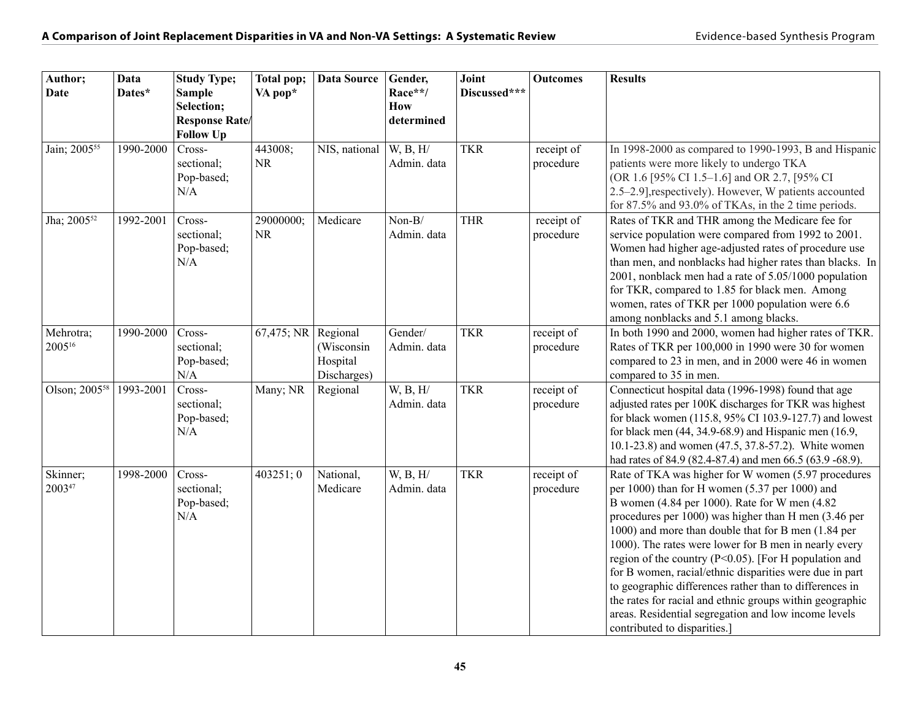| Author; Date | Data Dates* | Study Type; Sample Selection; Response Rate/ Follow Up | Total pop; VA pop* | Data Source | Gender, Race**/ How determined | Joint Discussed*** | Outcomes | Results |
|---|---|---|---|---|---|---|---|---|
| Jain; 2005[55] | 1990-2000 | Cross-sectional; Pop-based; N/A | 443008; NR | NIS, national | W, B, H/ Admin. data | TKR | receipt of procedure | In 1998-2000 as compared to 1990-1993, B and Hispanic patients were more likely to undergo TKA (OR 1.6 [95% CI 1.5–1.6] and OR 2.7, [95% CI 2.5–2.9],respectively). However, W patients accounted for 87.5% and 93.0% of TKAs, in the 2 time periods. |
| Jha; 2005[52] | 1992-2001 | Cross-sectional; Pop-based; N/A | 29000000; NR | Medicare | Non-B/ Admin. data | THR | receipt of procedure | Rates of TKR and THR among the Medicare fee for service population were compared from 1992 to 2001. Women had higher age-adjusted rates of procedure use than men, and nonblacks had higher rates than blacks. In 2001, nonblack men had a rate of 5.05/1000 population for TKR, compared to 1.85 for black men. Among women, rates of TKR per 1000 population were 6.6 among nonblacks and 5.1 among blacks. |
| Mehrotra; 2005[16] | 1990-2000 | Cross-sectional; Pop-based; N/A | 67,475; NR | Regional (Wisconsin Hospital Discharges) | Gender/ Admin. data | TKR | receipt of procedure | In both 1990 and 2000, women had higher rates of TKR. Rates of TKR per 100,000 in 1990 were 30 for women compared to 23 in men, and in 2000 were 46 in women compared to 35 in men. |
| Olson; 2005[58] | 1993-2001 | Cross-sectional; Pop-based; N/A | Many; NR | Regional | W, B, H/ Admin. data | TKR | receipt of procedure | Connecticut hospital data (1996-1998) found that age adjusted rates per 100K discharges for TKR was highest for black women (115.8, 95% CI 103.9-127.7) and lowest for black men (44, 34.9-68.9) and Hispanic men (16.9, 10.1-23.8) and women (47.5, 37.8-57.2). White women had rates of 84.9 (82.4-87.4) and men 66.5 (63.9 -68.9). |
| Skinner; 2003[47] | 1998-2000 | Cross-sectional; Pop-based; N/A | 403251; 0 | National, Medicare | W, B, H/ Admin. data | TKR | receipt of procedure | Rate of TKA was higher for W women (5.97 procedures per 1000) than for H women (5.37 per 1000) and B women (4.84 per 1000). Rate for W men (4.82 procedures per 1000) was higher than H men (3.46 per 1000) and more than double that for B men (1.84 per 1000). The rates were lower for B men in nearly every region of the country ($P<0.05$). [For H population and for B women, racial/ethnic disparities were due in part to geographic differences rather than to differences in the rates for racial and ethnic groups within geographic areas. Residential segregation and low income levels contributed to disparities.] |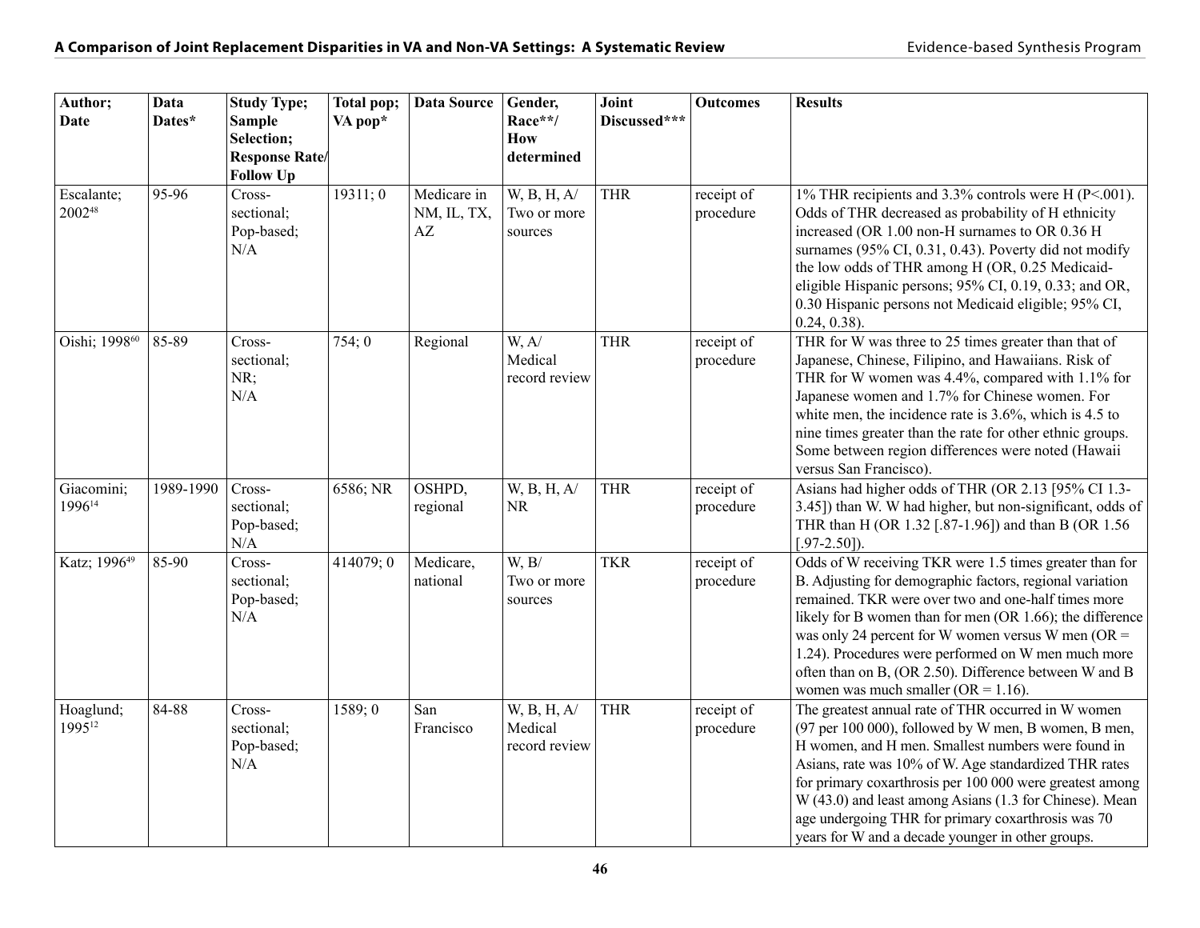| Author; Date | Data Dates* | Study Type; Sample Selection; Response Rate/ Follow Up | Total pop; VA pop* | Data Source | Gender, Race**/ How determined | Joint Discussed*** | Outcomes | Results |
|---|---|---|---|---|---|---|---|---|
| Escalante; 2002[48] | 95-96 | Cross-sectional; Pop-based; N/A | 19311; 0 | Medicare in NM, IL, TX, AZ | W, B, H, A/ Two or more sources | THR | receipt of procedure | 1% THR recipients and 3.3% controls were H (P<.001). Odds of THR decreased as probability of H ethnicity increased (OR 1.00 non-H surnames to OR 0.36 H surnames (95% CI, 0.31, 0.43). Poverty did not modify the low odds of THR among H (OR, 0.25 Medicaid-eligible Hispanic persons; 95% CI, 0.19, 0.33; and OR, 0.30 Hispanic persons not Medicaid eligible; 95% CI, 0.24, 0.38). |
| Oishi; 1998[60] | 85-89 | Cross-sectional; NR; N/A | 754; 0 | Regional | W, A/ Medical record review | THR | receipt of procedure | THR for W was three to 25 times greater than that of Japanese, Chinese, Filipino, and Hawaiians. Risk of THR for W women was 4.4%, compared with 1.1% for Japanese women and 1.7% for Chinese women. For white men, the incidence rate is 3.6%, which is 4.5 to nine times greater than the rate for other ethnic groups. Some between region differences were noted (Hawaii versus San Francisco). |
| Giacomini; 1996[14] | 1989-1990 | Cross-sectional; Pop-based; N/A | 6586; NR | OSHPD, regional | W, B, H, A/ NR | THR | receipt of procedure | Asians had higher odds of THR (OR 2.13 [95% CI 1.3-3.45]) than W. W had higher, but non-significant, odds of THR than H (OR 1.32 [.87-1.96]) and than B (OR 1.56 [.97-2.50]). |
| Katz; 1996[49] | 85-90 | Cross-sectional; Pop-based; N/A | 414079; 0 | Medicare, national | W, B/ Two or more sources | TKR | receipt of procedure | Odds of W receiving TKR were 1.5 times greater than for B. Adjusting for demographic factors, regional variation remained. TKR were over two and one-half times more likely for B women than for men (OR 1.66); the difference was only 24 percent for W women versus W men (OR = 1.24). Procedures were performed on W men much more often than on B, (OR 2.50). Difference between W and B women was much smaller (OR = 1.16). |
| Hoaglund; 1995[12] | 84-88 | Cross-sectional; Pop-based; N/A | 1589; 0 | San Francisco | W, B, H, A/ Medical record review | THR | receipt of procedure | The greatest annual rate of THR occurred in W women (97 per 100 000), followed by W men, B women, B men, H women, and H men. Smallest numbers were found in Asians, rate was 10% of W. Age standardized THR rates for primary coxarthrosis per 100 000 were greatest among W (43.0) and least among Asians (1.3 for Chinese). Mean age undergoing THR for primary coxarthrosis was 70 years for W and a decade younger in other groups. |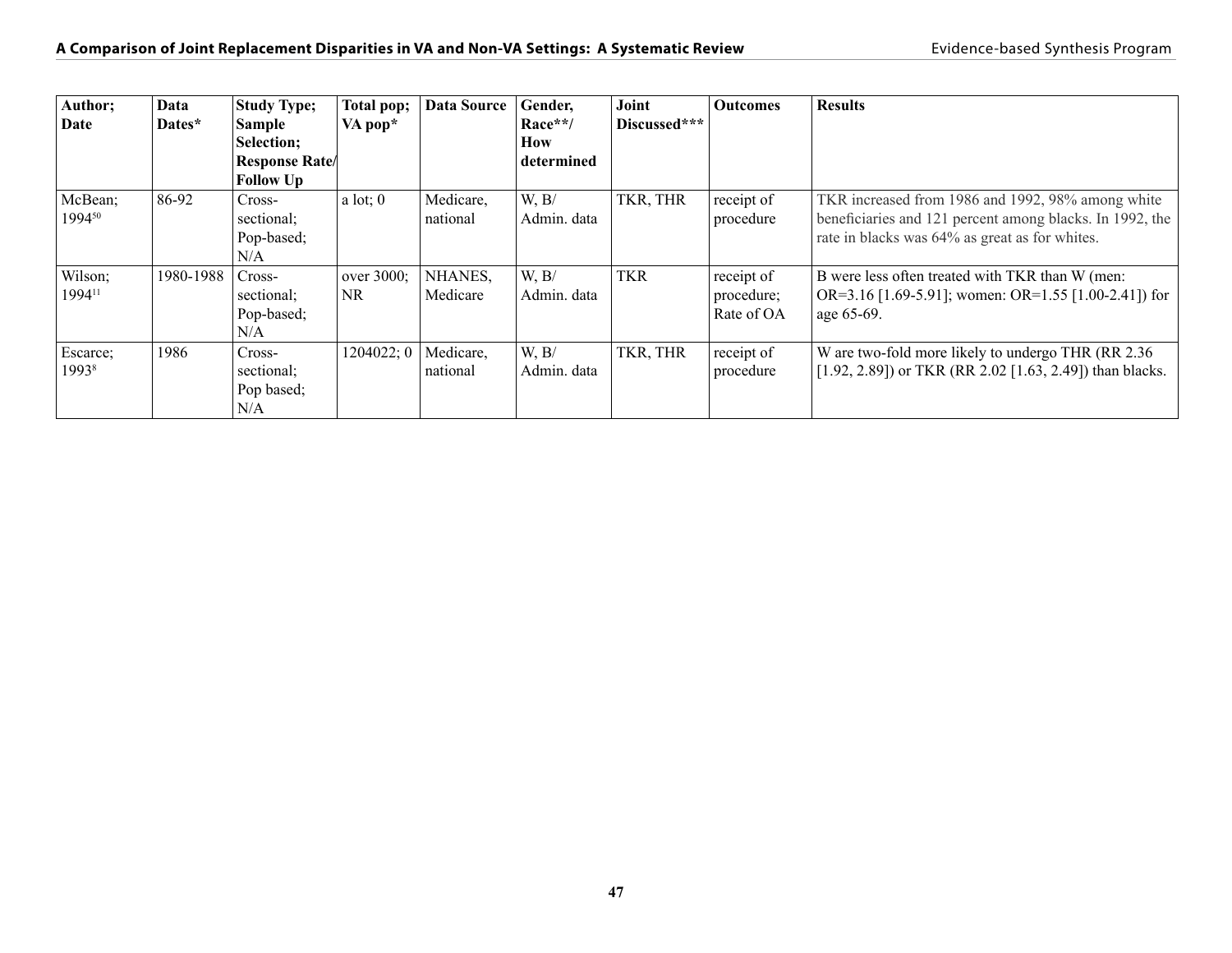| Author; Date | Data Dates* | Study Type; Sample Selection; Response Rate/ Follow Up | Total pop; VA pop* | Data Source | Gender, Race**/ How determined | Joint Discussed*** | Outcomes | Results |
|---|---|---|---|---|---|---|---|---|
| McBean; 1994[50] | 86-92 | Cross-sectional; Pop-based; N/A | a lot; 0 | Medicare, national | W, B/ Admin. data | TKR, THR | receipt of procedure | TKR increased from 1986 and 1992, 98% among white beneficiaries and 121 percent among blacks. In 1992, the rate in blacks was 64% as great as for whites. |
| Wilson; 1994[11] | 1980-1988 | Cross-sectional; Pop-based; N/A | over 3000; NR | NHANES, Medicare | W, B/ Admin. data | TKR | receipt of procedure; Rate of OA | B were less often treated with TKR than W (men: OR=3.16 [1.69-5.91]; women: OR=1.55 [1.00-2.41]) for age 65-69. |
| Escarce; 1993[8] | 1986 | Cross-sectional; Pop based; N/A | 1204022; 0 | Medicare, national | W, B/ Admin. data | TKR, THR | receipt of procedure | W are two-fold more likely to undergo THR (RR 2.36 [1.92, 2.89]) or TKR (RR 2.02 [1.63, 2.49]) than blacks. |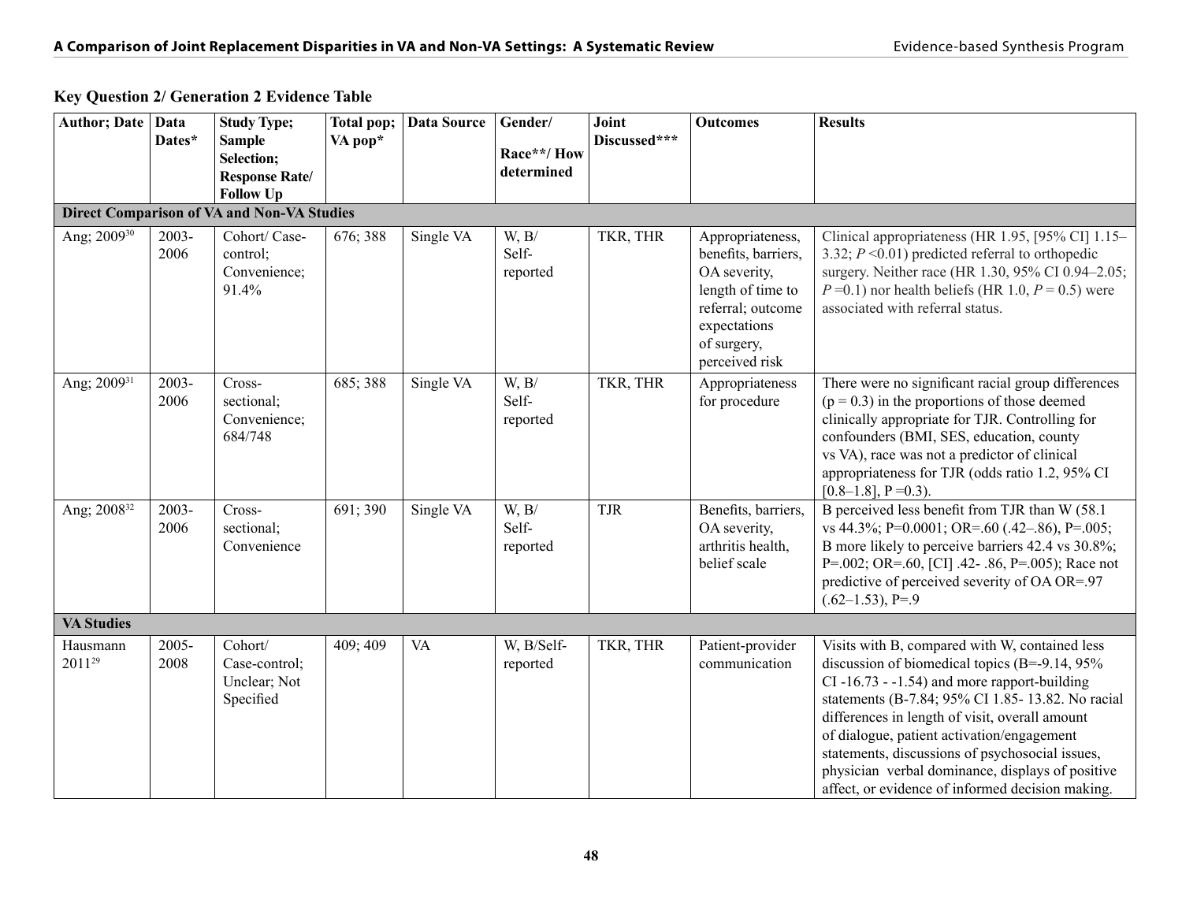## Key Question 2/ Generation 2 Evidence Table

| Author; Date | Data Dates* | Study Type; Sample Selection; Response Rate/ Follow Up | Total pop; VA pop* | Data Source | Gender/ Race**/ How determined | Joint Discussed*** | Outcomes | Results |
|---|---|---|---|---|---|---|---|---|
| **Direct Comparison of VA and Non-VA Studies** | | | | | | | | |
| Ang; 2009[30] | 2003-2006 | Cohort/ Case-control; Convenience; 91.4% | 676; 388 | Single VA | W, B/ Self-reported | TKR, THR | Appropriateness, benefits, barriers, OA severity, length of time to referral; outcome expectations of surgery, perceived risk | Clinical appropriateness (HR 1.95, [95% CI] 1.15–3.32; $P$ <0.01) predicted referral to orthopedic surgery. Neither race (HR 1.30, 95% CI 0.94–2.05; $P$ =0.1) nor health beliefs (HR 1.0, $P$ = 0.5) were associated with referral status. |
| Ang; 2009[31] | 2003-2006 | Cross-sectional; Convenience; 684/748 | 685; 388 | Single VA | W, B/ Self-reported | TKR, THR | Appropriateness for procedure | There were no significant racial group differences (p = 0.3) in the proportions of those deemed clinically appropriate for TJR. Controlling for confounders (BMI, SES, education, county vs VA), race was not a predictor of clinical appropriateness for TJR (odds ratio 1.2, 95% CI [0.8–1.8], P =0.3). |
| Ang; 2008[32] | 2003-2006 | Cross-sectional; Convenience | 691; 390 | Single VA | W, B/ Self-reported | TJR | Benefits, barriers, OA severity, arthritis health, belief scale | B perceived less benefit from TJR than W (58.1 vs 44.3%; P=0.0001; OR=.60 (.42–.86), P=.005; B more likely to perceive barriers 42.4 vs 30.8%; P=.002; OR=.60, [CI] .42- .86, P=.005); Race not predictive of perceived severity of OA OR=.97 (.62–1.53), P=.9 |
| **VA Studies** | | | | | | | | |
| Hausmann 2011[29] | 2005-2008 | Cohort/ Case-control; Unclear; Not Specified | 409; 409 | VA | W, B/Self-reported | TKR, THR | Patient-provider communication | Visits with B, compared with W, contained less discussion of biomedical topics (B=-9.14, 95% CI -16.73 - -1.54) and more rapport-building statements (B-7.84; 95% CI 1.85- 13.82. No racial differences in length of visit, overall amount of dialogue, patient activation/engagement statements, discussions of psychosocial issues, physician verbal dominance, displays of positive affect, or evidence of informed decision making. |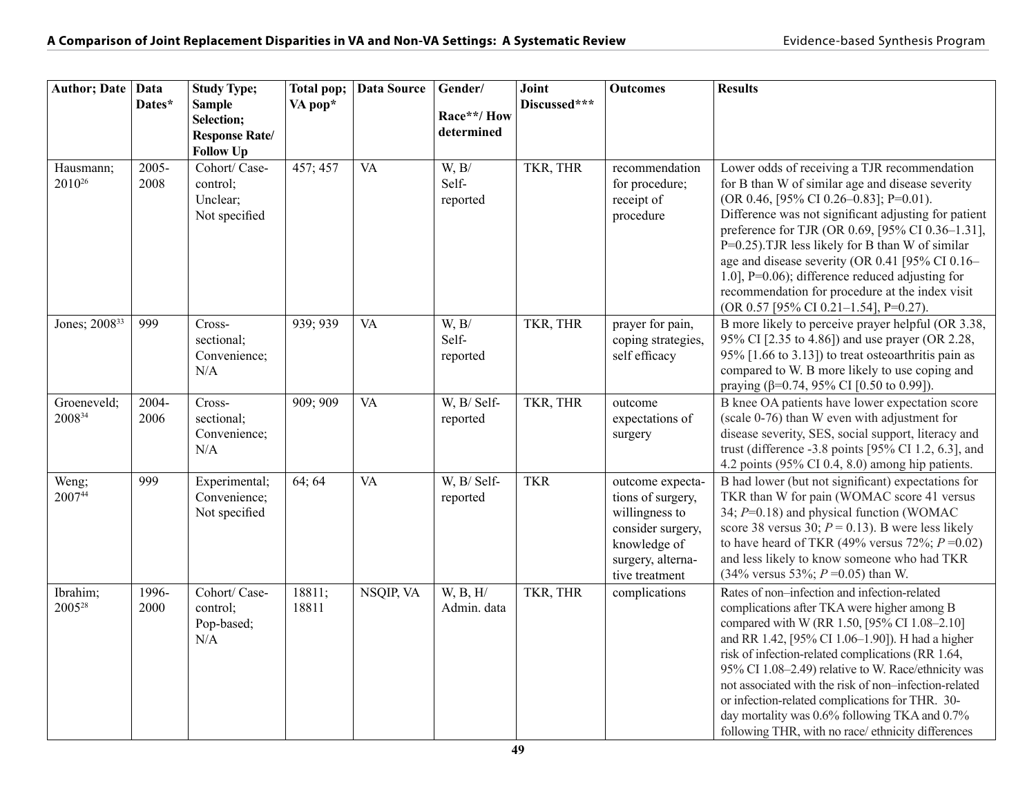| Author; Date | Data Dates* | Study Type; Sample Selection; Response Rate/ Follow Up | Total pop; VA pop* | Data Source | Gender/ Race**/ How determined | Joint Discussed*** | Outcomes | Results |
|---|---|---|---|---|---|---|---|---|
| Hausmann; 2010[26] | 2005-2008 | Cohort/ Case-control; Unclear; Not specified | 457; 457 | VA | W, B/ Self-reported | TKR, THR | recommendation for procedure; receipt of procedure | Lower odds of receiving a TJR recommendation for B than W of similar age and disease severity (OR 0.46, [95% CI 0.26–0.83]; P=0.01). Difference was not significant adjusting for patient preference for TJR (OR 0.69, [95% CI 0.36–1.31], P=0.25).TJR less likely for B than W of similar age and disease severity (OR 0.41 [95% CI 0.16–1.0], P=0.06); difference reduced adjusting for recommendation for procedure at the index visit (OR 0.57 [95% CI 0.21–1.54], P=0.27). |
| Jones; 2008[33] | 999 | Cross-sectional; Convenience; N/A | 939; 939 | VA | W, B/ Self-reported | TKR, THR | prayer for pain, coping strategies, self efficacy | B more likely to perceive prayer helpful (OR 3.38, 95% CI [2.35 to 4.86]) and use prayer (OR 2.28, 95% [1.66 to 3.13]) to treat osteoarthritis pain as compared to W. B more likely to use coping and praying (β=0.74, 95% CI [0.50 to 0.99]). |
| Groeneveld; 2008[34] | 2004-2006 | Cross-sectional; Convenience; N/A | 909; 909 | VA | W, B/ Self-reported | TKR, THR | outcome expectations of surgery | B knee OA patients have lower expectation score (scale 0-76) than W even with adjustment for disease severity, SES, social support, literacy and trust (difference -3.8 points [95% CI 1.2, 6.3], and 4.2 points (95% CI 0.4, 8.0) among hip patients. |
| Weng; 2007[44] | 999 | Experimental; Convenience; Not specified | 64; 64 | VA | W, B/ Self-reported | TKR | outcome expectations of surgery, willingness to consider surgery, knowledge of surgery, alternative treatment | B had lower (but not significant) expectations for TKR than W for pain (WOMAC score 41 versus 34; $P$=0.18) and physical function (WOMAC score 38 versus 30; $P$ = 0.13). B were less likely to have heard of TKR (49% versus 72%; $P$ =0.02) and less likely to know someone who had TKR (34% versus 53%; $P$ =0.05) than W. |
| Ibrahim; 2005[28] | 1996-2000 | Cohort/ Case-control; Pop-based; N/A | 18811; 18811 | NSQIP, VA | W, B, H/ Admin. data | TKR, THR | complications | Rates of non–infection and infection-related complications after TKA were higher among B compared with W (RR 1.50, [95% CI 1.08–2.10] and RR 1.42, [95% CI 1.06–1.90]). H had a higher risk of infection-related complications (RR 1.64, 95% CI 1.08–2.49) relative to W. Race/ethnicity was not associated with the risk of non–infection-related or infection-related complications for THR. 30-day mortality was 0.6% following TKA and 0.7% following THR, with no race/ ethnicity differences |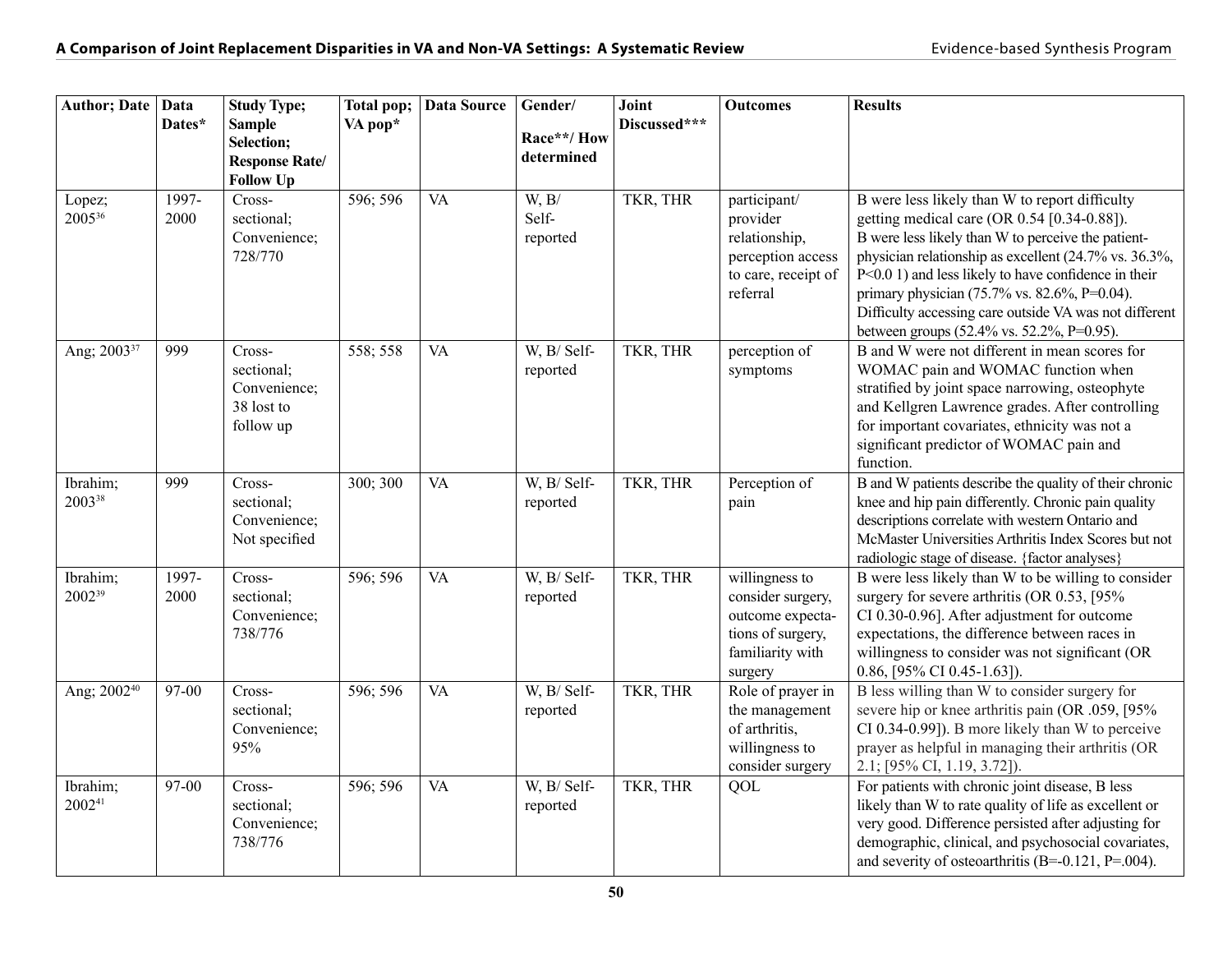| Author; Date | Data Dates* | Study Type; Sample Selection; Response Rate/ Follow Up | Total pop; VA pop* | Data Source | Gender/ Race**/ How determined | Joint Discussed*** | Outcomes | Results |
|---|---|---|---|---|---|---|---|---|
| Lopez; 2005[36] | 1997-2000 | Cross-sectional; Convenience; 728/770 | 596; 596 | VA | W, B/ Self-reported | TKR, THR | participant/ provider relationship, perception access to care, receipt of referral | B were less likely than W to report difficulty getting medical care (OR 0.54 [0.34-0.88]). B were less likely than W to perceive the patient-physician relationship as excellent (24.7% vs. 36.3%, P<0.0 1) and less likely to have confidence in their primary physician (75.7% vs. 82.6%, P=0.04). Difficulty accessing care outside VA was not different between groups (52.4% vs. 52.2%, P=0.95). |
| Ang; 2003[37] | 999 | Cross-sectional; Convenience; 38 lost to follow up | 558; 558 | VA | W, B/ Self-reported | TKR, THR | perception of symptoms | B and W were not different in mean scores for WOMAC pain and WOMAC function when stratified by joint space narrowing, osteophyte and Kellgren Lawrence grades. After controlling for important covariates, ethnicity was not a significant predictor of WOMAC pain and function. |
| Ibrahim; 2003[38] | 999 | Cross-sectional; Convenience; Not specified | 300; 300 | VA | W, B/ Self-reported | TKR, THR | Perception of pain | B and W patients describe the quality of their chronic knee and hip pain differently. Chronic pain quality descriptions correlate with western Ontario and McMaster Universities Arthritis Index Scores but not radiologic stage of disease. {factor analyses} |
| Ibrahim; 2002[39] | 1997-2000 | Cross-sectional; Convenience; 738/776 | 596; 596 | VA | W, B/ Self-reported | TKR, THR | willingness to consider surgery, outcome expectations of surgery, familiarity with surgery | B were less likely than W to be willing to consider surgery for severe arthritis (OR 0.53, [95% CI 0.30-0.96]. After adjustment for outcome expectations, the difference between races in willingness to consider was not significant (OR 0.86, [95% CI 0.45-1.63]). |
| Ang; 2002[40] | 97-00 | Cross-sectional; Convenience; 95% | 596; 596 | VA | W, B/ Self-reported | TKR, THR | Role of prayer in the management of arthritis, willingness to consider surgery | B less willing than W to consider surgery for severe hip or knee arthritis pain (OR .059, [95% CI 0.34-0.99]). B more likely than W to perceive prayer as helpful in managing their arthritis (OR 2.1; [95% CI, 1.19, 3.72]). |
| Ibrahim; 2002[41] | 97-00 | Cross-sectional; Convenience; 738/776 | 596; 596 | VA | W, B/ Self-reported | TKR, THR | QOL | For patients with chronic joint disease, B less likely than W to rate quality of life as excellent or very good. Difference persisted after adjusting for demographic, clinical, and psychosocial covariates, and severity of osteoarthritis (B=-0.121, P=.004). |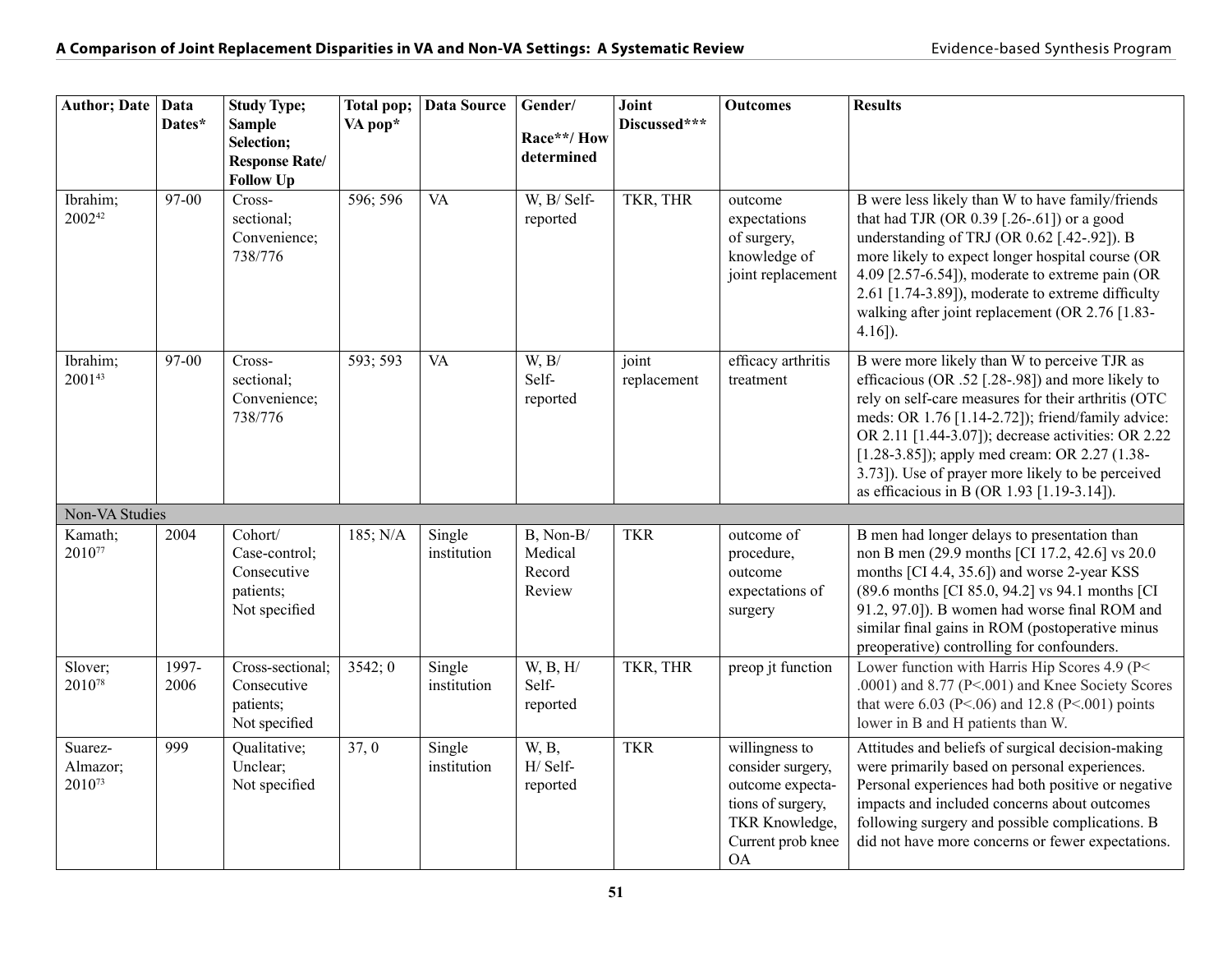| Author; Date | Data Dates* | Study Type; Sample Selection; Response Rate/ Follow Up | Total pop; VA pop* | Data Source | Gender/ Race**/ How determined | Joint Discussed*** | Outcomes | Results |
|---|---|---|---|---|---|---|---|---|
| Ibrahim; 2002[42] | 97-00 | Cross-sectional; Convenience; 738/776 | 596; 596 | VA | W, B/ Self-reported | TKR, THR | outcome expectations of surgery, knowledge of joint replacement | B were less likely than W to have family/friends that had TJR (OR 0.39 [.26-.61]) or a good understanding of TRJ (OR 0.62 [.42-.92]). B more likely to expect longer hospital course (OR 4.09 [2.57-6.54]), moderate to extreme pain (OR 2.61 [1.74-3.89]), moderate to extreme difficulty walking after joint replacement (OR 2.76 [1.83-4.16]). |
| Ibrahim; 2001[43] | 97-00 | Cross-sectional; Convenience; 738/776 | 593; 593 | VA | W, B/ Self-reported | joint replacement | efficacy arthritis treatment | B were more likely than W to perceive TJR as efficacious (OR .52 [.28-.98]) and more likely to rely on self-care measures for their arthritis (OTC meds: OR 1.76 [1.14-2.72]); friend/family advice: OR 2.11 [1.44-3.07]); decrease activities: OR 2.22 [1.28-3.85]); apply med cream: OR 2.27 (1.38-3.73]). Use of prayer more likely to be perceived as efficacious in B (OR 1.93 [1.19-3.14]). |
| Non-VA Studies | | | | | | | | |
| Kamath; 2010[77] | 2004 | Cohort/ Case-control; Consecutive patients; Not specified | 185; N/A | Single institution | B, Non-B/ Medical Record Review | TKR | outcome of procedure, outcome expectations of surgery | B men had longer delays to presentation than non B men (29.9 months [CI 17.2, 42.6] vs 20.0 months [CI 4.4, 35.6]) and worse 2-year KSS (89.6 months [CI 85.0, 94.2] vs 94.1 months [CI 91.2, 97.0]). B women had worse final ROM and similar final gains in ROM (postoperative minus preoperative) controlling for confounders. |
| Slover; 2010[78] | 1997-2006 | Cross-sectional; Consecutive patients; Not specified | 3542; 0 | Single institution | W, B, H/ Self-reported | TKR, THR | preop jt function | Lower function with Harris Hip Scores 4.9 (P< .0001) and 8.77 (P<.001) and Knee Society Scores that were 6.03 (P<.06) and 12.8 (P<.001) points lower in B and H patients than W. |
| Suarez-Almazor; 2010[73] | 999 | Qualitative; Unclear; Not specified | 37, 0 | Single institution | W, B, H/ Self-reported | TKR | willingness to consider surgery, outcome expectations of surgery, TKR Knowledge, Current prob knee OA | Attitudes and beliefs of surgical decision-making were primarily based on personal experiences. Personal experiences had both positive or negative impacts and included concerns about outcomes following surgery and possible complications. B did not have more concerns or fewer expectations. |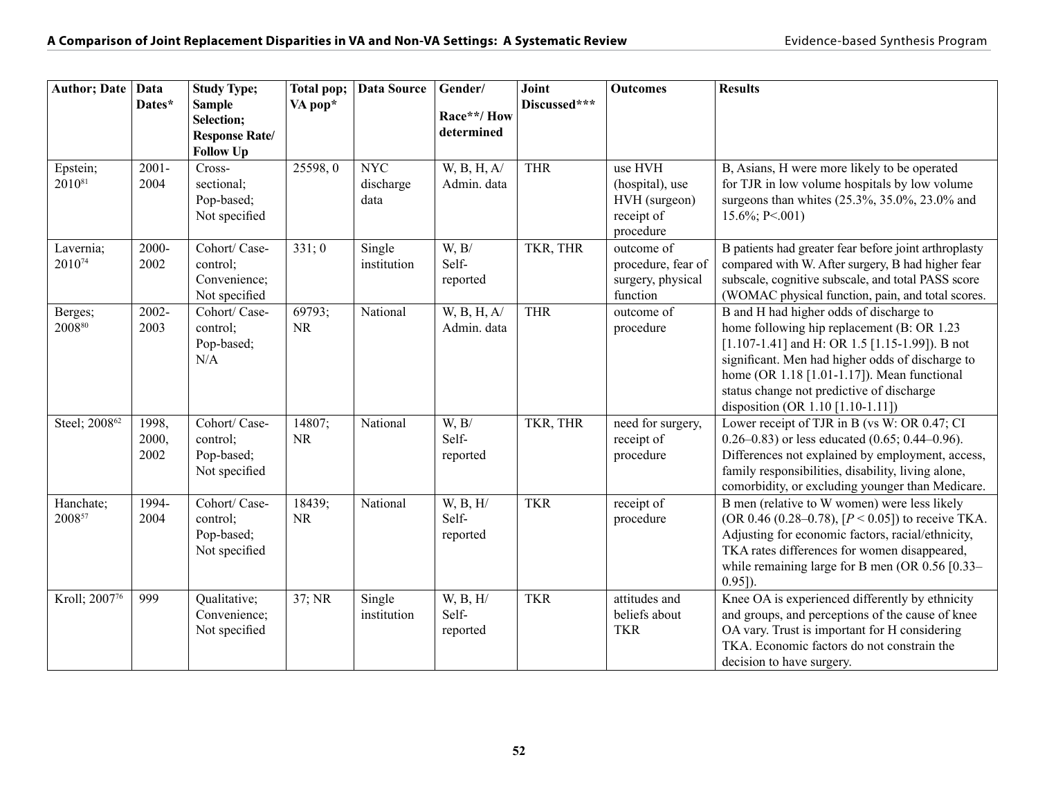| Author; Date | Data Dates* | Study Type; Sample Selection; Response Rate/ Follow Up | Total pop; VA pop* | Data Source | Gender/ Race**/ How determined | Joint Discussed*** | Outcomes | Results |
|---|---|---|---|---|---|---|---|---|
| Epstein; 2010[81] | 2001-2004 | Cross-sectional; Pop-based; Not specified | 25598, 0 | NYC discharge data | W, B, H, A/ Admin. data | THR | use HVH (hospital), use HVH (surgeon) receipt of procedure | B, Asians, H were more likely to be operated for TJR in low volume hospitals by low volume surgeons than whites (25.3%, 35.0%, 23.0% and 15.6%; P<.001) |
| Lavernia; 2010[74] | 2000-2002 | Cohort/ Case-control; Convenience; Not specified | 331; 0 | Single institution | W, B/ Self-reported | TKR, THR | outcome of procedure, fear of surgery, physical function | B patients had greater fear before joint arthroplasty compared with W. After surgery, B had higher fear subscale, cognitive subscale, and total PASS score (WOMAC physical function, pain, and total scores. |
| Berges; 2008[80] | 2002-2003 | Cohort/ Case-control; Pop-based; N/A | 69793; NR | National | W, B, H, A/ Admin. data | THR | outcome of procedure | B and H had higher odds of discharge to home following hip replacement (B: OR 1.23 [1.107-1.41] and H: OR 1.5 [1.15-1.99]). B not significant. Men had higher odds of discharge to home (OR 1.18 [1.01-1.17]). Mean functional status change not predictive of discharge disposition (OR 1.10 [1.10-1.11]) |
| Steel; 2008[62] | 1998, 2000, 2002 | Cohort/ Case-control; Pop-based; Not specified | 14807; NR | National | W, B/ Self-reported | TKR, THR | need for surgery, receipt of procedure | Lower receipt of TJR in B (vs W: OR 0.47; CI 0.26–0.83) or less educated (0.65; 0.44–0.96). Differences not explained by employment, access, family responsibilities, disability, living alone, comorbidity, or excluding younger than Medicare. |
| Hanchate; 2008[57] | 1994-2004 | Cohort/ Case-control; Pop-based; Not specified | 18439; NR | National | W, B, H/ Self-reported | TKR | receipt of procedure | B men (relative to W women) were less likely (OR 0.46 (0.28–0.78), [$P < 0.05$]) to receive TKA. Adjusting for economic factors, racial/ethnicity, TKA rates differences for women disappeared, while remaining large for B men (OR 0.56 [0.33–0.95]). |
| Kroll; 2007[76] | 999 | Qualitative; Convenience; Not specified | 37; NR | Single institution | W, B, H/ Self-reported | TKR | attitudes and beliefs about TKR | Knee OA is experienced differently by ethnicity and groups, and perceptions of the cause of knee OA vary. Trust is important for H considering TKA. Economic factors do not constrain the decision to have surgery. |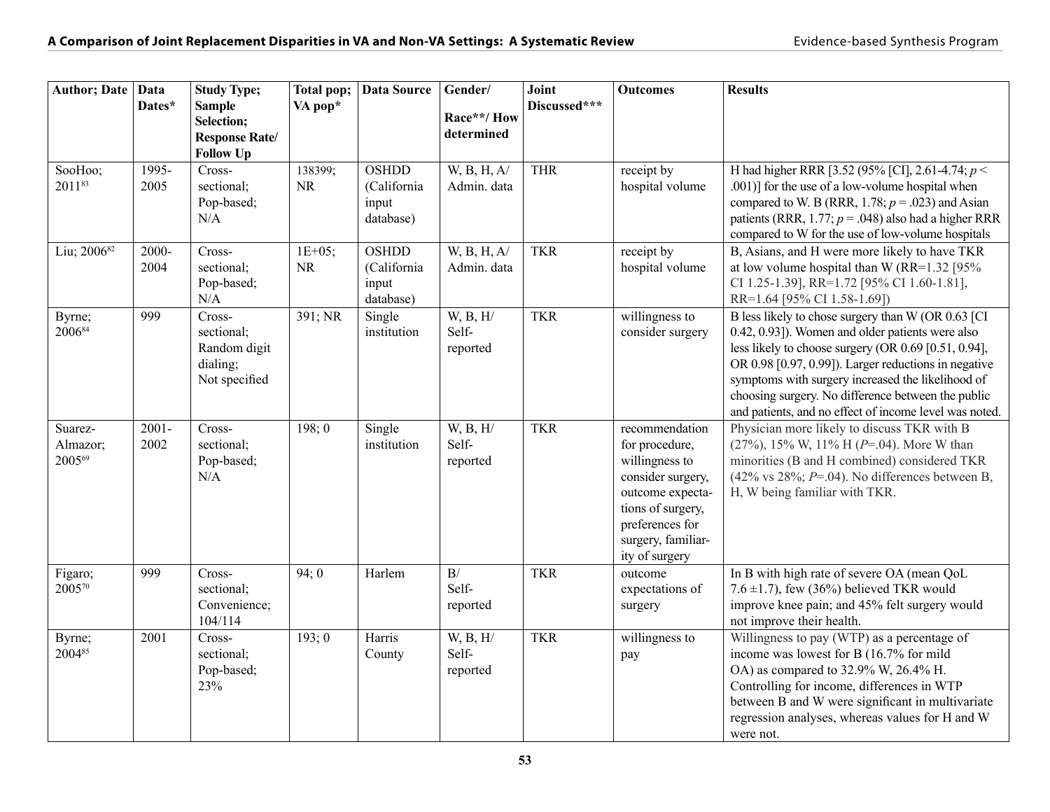| Author; Date | Data Dates* | Study Type; Sample Selection; Response Rate/ Follow Up | Total pop; VA pop* | Data Source | Gender/ Race**/ How determined | Joint Discussed*** | Outcomes | Results |
|---|---|---|---|---|---|---|---|---|
| SooHoo; 2011[83] | 1995-2005 | Cross-sectional; Pop-based; N/A | 138399; NR | OSHDD (California input database) | W, B, H, A/ Admin. data | THR | receipt by hospital volume | H had higher RRR [3.52 (95% [CI], 2.61-4.74; $p < .001$)] for the use of a low-volume hospital when compared to W. B (RRR, 1.78; $p = .023$) and Asian patients (RRR, 1.77; $p = .048$) also had a higher RRR compared to W for the use of low-volume hospitals |
| Liu; 2006[82] | 2000-2004 | Cross-sectional; Pop-based; N/A | 1E+05; NR | OSHDD (California input database) | W, B, H, A/ Admin. data | TKR | receipt by hospital volume | B, Asians, and H were more likely to have TKR at low volume hospital than W (RR=1.32 [95% CI 1.25-1.39], RR=1.72 [95% CI 1.60-1.81], RR=1.64 [95% CI 1.58-1.69]) |
| Byrne; 2006[84] | 999 | Cross-sectional; Random digit dialing; Not specified | 391; NR | Single institution | W, B, H/ Self-reported | TKR | willingness to consider surgery | B less likely to chose surgery than W (OR 0.63 [CI 0.42, 0.93]). Women and older patients were also less likely to choose surgery (OR 0.69 [0.51, 0.94], OR 0.98 [0.97, 0.99]). Larger reductions in negative symptoms with surgery increased the likelihood of choosing surgery. No difference between the public and patients, and no effect of income level was noted. |
| Suarez-Almazor; 2005[69] | 2001-2002 | Cross-sectional; Pop-based; N/A | 198; 0 | Single institution | W, B, H/ Self-reported | TKR | recommendation for procedure, willingness to consider surgery, outcome expectations of surgery, preferences for surgery, familiarity of surgery | Physician more likely to discuss TKR with B (27%), 15% W, 11% H ($P$=.04). More W than minorities (B and H combined) considered TKR (42% vs 28%; $P$=.04). No differences between B, H, W being familiar with TKR. |
| Figaro; 2005[70] | 999 | Cross-sectional; Convenience; 104/114 | 94; 0 | Harlem | B/ Self-reported | TKR | outcome expectations of surgery | In B with high rate of severe OA (mean QoL 7.6 ±1.7), few (36%) believed TKR would improve knee pain; and 45% felt surgery would not improve their health. |
| Byrne; 2004[85] | 2001 | Cross-sectional; Pop-based; 23% | 193; 0 | Harris County | W, B, H/ Self-reported | TKR | willingness to pay | Willingness to pay (WTP) as a percentage of income was lowest for B (16.7% for mild OA) as compared to 32.9% W, 26.4% H. Controlling for income, differences in WTP between B and W were significant in multivariate regression analyses, whereas values for H and W were not. |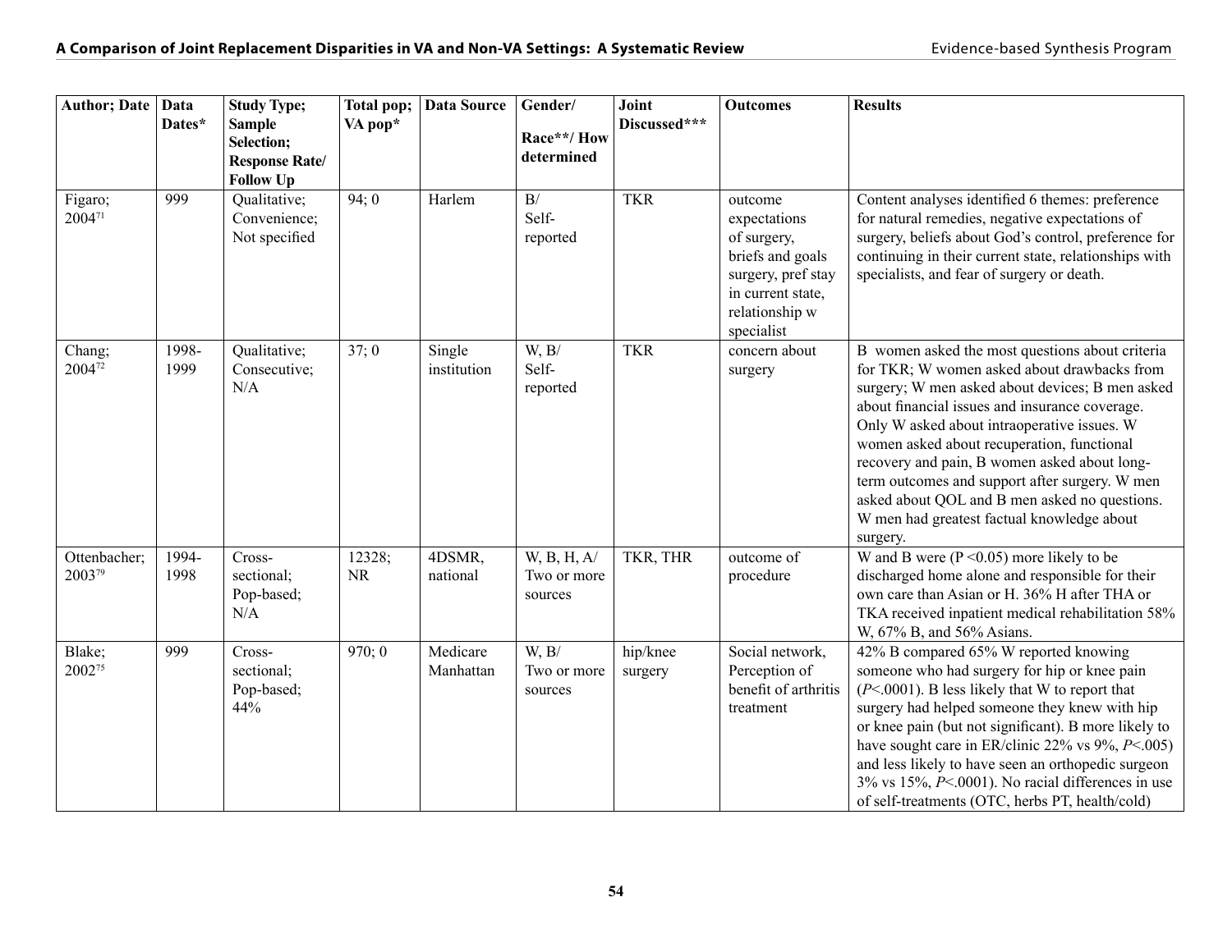| Author; Date | Data Dates* | Study Type; Sample Selection; Response Rate/ Follow Up | Total pop; VA pop* | Data Source | Gender/ Race**/ How determined | Joint Discussed*** | Outcomes | Results |
|---|---|---|---|---|---|---|---|---|
| Figaro; 2004[71] | 999 | Qualitative; Convenience; Not specified | 94; 0 | Harlem | B/ Self-reported | TKR | outcome expectations of surgery, briefs and goals surgery, pref stay in current state, relationship w specialist | Content analyses identified 6 themes: preference for natural remedies, negative expectations of surgery, beliefs about God's control, preference for continuing in their current state, relationships with specialists, and fear of surgery or death. |
| Chang; 2004[72] | 1998-1999 | Qualitative; Consecutive; N/A | 37; 0 | Single institution | W, B/ Self-reported | TKR | concern about surgery | B women asked the most questions about criteria for TKR; W women asked about drawbacks from surgery; W men asked about devices; B men asked about financial issues and insurance coverage. Only W asked about intraoperative issues. W women asked about recuperation, functional recovery and pain, B women asked about long-term outcomes and support after surgery. W men asked about QOL and B men asked no questions. W men had greatest factual knowledge about surgery. |
| Ottenbacher; 2003[79] | 1994-1998 | Cross-sectional; Pop-based; N/A | 12328; NR | 4DSMR, national | W, B, H, A/ Two or more sources | TKR, THR | outcome of procedure | W and B were ($P < 0.05$) more likely to be discharged home alone and responsible for their own care than Asian or H. 36% H after THA or TKA received inpatient medical rehabilitation 58% W, 67% B, and 56% Asians. |
| Blake; 2002[75] | 999 | Cross-sectional; Pop-based; 44% | 970; 0 | Medicare Manhattan | W, B/ Two or more sources | hip/knee surgery | Social network, Perception of benefit of arthritis treatment | 42% B compared 65% W reported knowing someone who had surgery for hip or knee pain ($P < .0001$). B less likely that W to report that surgery had helped someone they knew with hip or knee pain (but not significant). B more likely to have sought care in ER/clinic 22% vs 9%, $P < .005$) and less likely to have seen an orthopedic surgeon 3% vs 15%, $P < .0001$). No racial differences in use of self-treatments (OTC, herbs PT, health/cold) |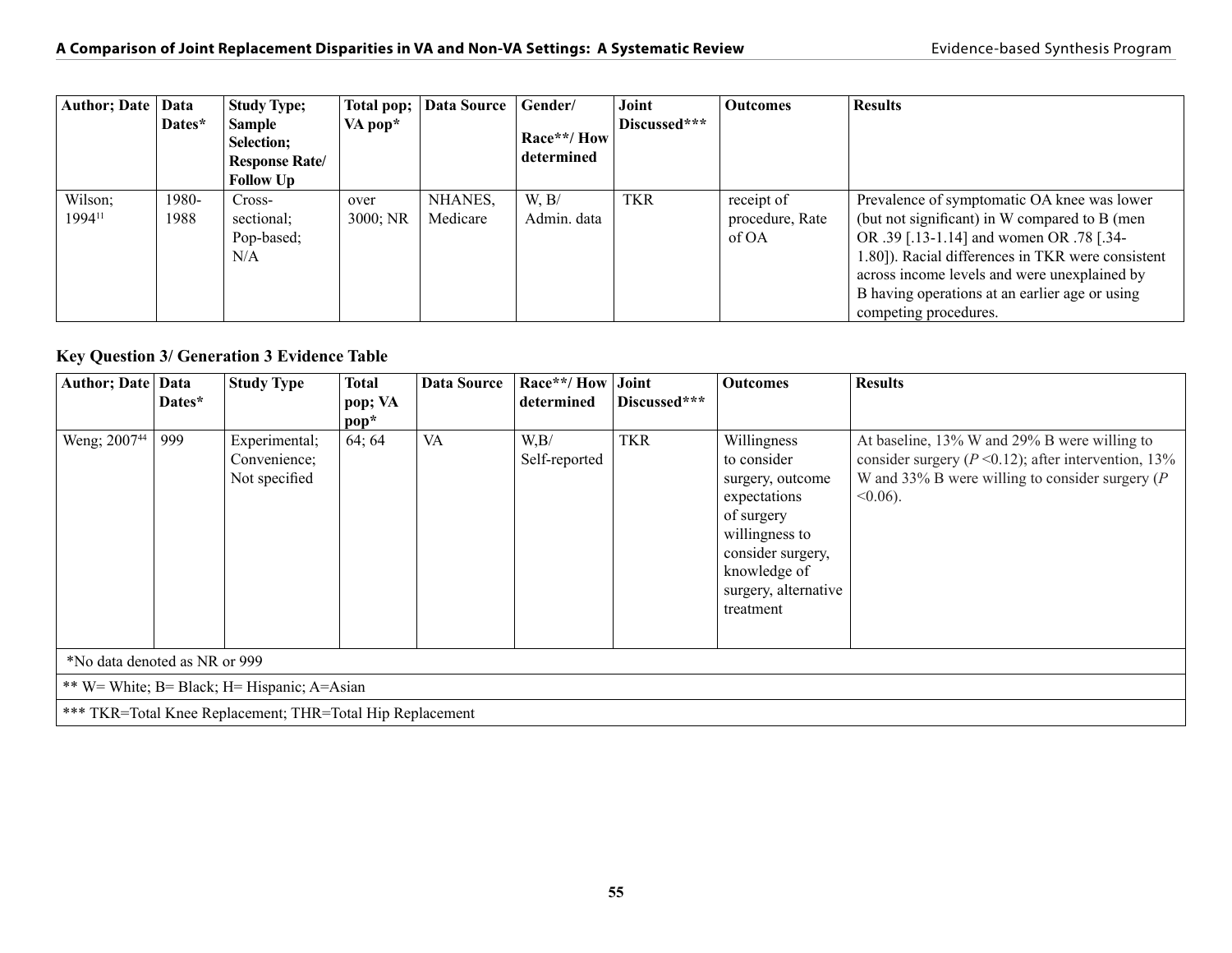| Author; Date | Data Dates* | Study Type; Sample Selection; Response Rate/ Follow Up | Total pop; VA pop* | Data Source | Gender/ Race**/ How determined | Joint Discussed*** | Outcomes | Results |
|---|---|---|---|---|---|---|---|---|
| Wilson; 1994[11] | 1980-1988 | Cross-sectional; Pop-based; N/A | over 3000; NR | NHANES, Medicare | W, B/ Admin. data | TKR | receipt of procedure, Rate of OA | Prevalence of symptomatic OA knee was lower (but not significant) in W compared to B (men OR .39 [.13-1.14] and women OR .78 [.34-1.80]). Racial differences in TKR were consistent across income levels and were unexplained by B having operations at an earlier age or using competing procedures. |

### Key Question 3/ Generation 3 Evidence Table

| Author; Date | Data Dates* | Study Type | Total pop; VA pop* | Data Source | Race**/ How determined | Joint Discussed*** | Outcomes | Results |
|---|---|---|---|---|---|---|---|---|
| Weng; 2007[44] | 999 | Experimental; Convenience; Not specified | 64; 64 | VA | W,B/ Self-reported | TKR | Willingness to consider surgery, outcome expectations of surgery willingness to consider surgery, knowledge of surgery, alternative treatment | At baseline, 13% W and 29% B were willing to consider surgery (*P* <0.12); after intervention, 13% W and 33% B were willing to consider surgery (*P* <0.06). |

*No data denoted as NR or 999

** W= White; B= Black; H= Hispanic; A=Asian

*** TKR=Total Knee Replacement; THR=Total Hip Replacement